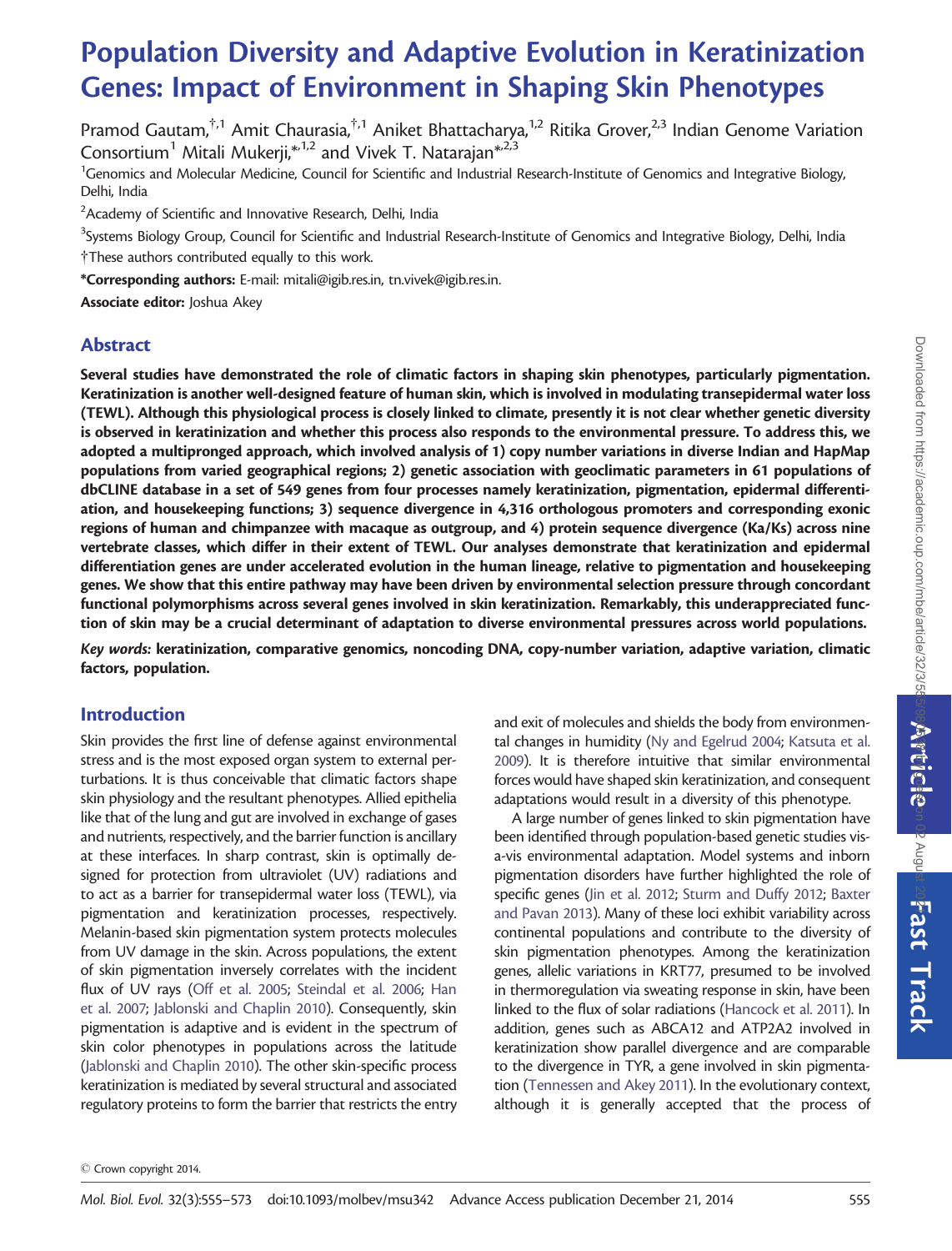# Population Diversity and Adaptive Evolution in Keratinization Genes: Impact of Environment in Shaping Skin Phenotypes

Pramod Gautam,[†,1] Amit Chaurasia,[†,1] Aniket Bhattacharya,[1,2] Ritika Grover,[2,3] Indian Genome Variation Consortium[1] Mitali Mukerji,[*,1,2] and Vivek T. Natarajan[*,2,3]

[1]Genomics and Molecular Medicine, Council for Scientific and Industrial Research-Institute of Genomics and Integrative Biology, Delhi, India

[2]Academy of Scientific and Innovative Research, Delhi, India

[3]Systems Biology Group, Council for Scientific and Industrial Research-Institute of Genomics and Integrative Biology, Delhi, India

†These authors contributed equally to this work.

**\*Corresponding authors:** E-mail: mitali@igib.res.in, tn.vivek@igib.res.in.

**Associate editor:** Joshua Akey

## Abstract

**Several studies have demonstrated the role of climatic factors in shaping skin phenotypes, particularly pigmentation. Keratinization is another well-designed feature of human skin, which is involved in modulating transepidermal water loss (TEWL). Although this physiological process is closely linked to climate, presently it is not clear whether genetic diversity is observed in keratinization and whether this process also responds to the environmental pressure. To address this, we adopted a multipronged approach, which involved analysis of 1) copy number variations in diverse Indian and HapMap populations from varied geographical regions; 2) genetic association with geoclimatic parameters in 61 populations of dbCLINE database in a set of 549 genes from four processes namely keratinization, pigmentation, epidermal differentiation, and housekeeping functions; 3) sequence divergence in 4,316 orthologous promoters and corresponding exonic regions of human and chimpanzee with macaque as outgroup, and 4) protein sequence divergence (Ka/Ks) across nine vertebrate classes, which differ in their extent of TEWL. Our analyses demonstrate that keratinization and epidermal differentiation genes are under accelerated evolution in the human lineage, relative to pigmentation and housekeeping genes. We show that this entire pathway may have been driven by environmental selection pressure through concordant functional polymorphisms across several genes involved in skin keratinization. Remarkably, this underappreciated function of skin may be a crucial determinant of adaptation to diverse environmental pressures across world populations.**

***Key words:*** **keratinization, comparative genomics, noncoding DNA, copy-number variation, adaptive variation, climatic factors, population.**

## Introduction

Skin provides the first line of defense against environmental stress and is the most exposed organ system to external perturbations. It is thus conceivable that climatic factors shape skin physiology and the resultant phenotypes. Allied epithelia like that of the lung and gut are involved in exchange of gases and nutrients, respectively, and the barrier function is ancillary at these interfaces. In sharp contrast, skin is optimally designed for protection from ultraviolet (UV) radiations and to act as a barrier for transepidermal water loss (TEWL), via pigmentation and keratinization processes, respectively. Melanin-based skin pigmentation system protects molecules from UV damage in the skin. Across populations, the extent of skin pigmentation inversely correlates with the incident flux of UV rays (Off et al. 2005; Steindal et al. 2006; Han et al. 2007; Jablonski and Chaplin 2010). Consequently, skin pigmentation is adaptive and is evident in the spectrum of skin color phenotypes in populations across the latitude (Jablonski and Chaplin 2010). The other skin-specific process keratinization is mediated by several structural and associated regulatory proteins to form the barrier that restricts the entry and exit of molecules and shields the body from environmental changes in humidity (Ny and Egelrud 2004; Katsuta et al. 2009). It is therefore intuitive that similar environmental forces would have shaped skin keratinization, and consequent adaptations would result in a diversity of this phenotype.

A large number of genes linked to skin pigmentation have been identified through population-based genetic studies vis-a-vis environmental adaptation. Model systems and inborn pigmentation disorders have further highlighted the role of specific genes (Jin et al. 2012; Sturm and Duffy 2012; Baxter and Pavan 2013). Many of these loci exhibit variability across continental populations and contribute to the diversity of skin pigmentation phenotypes. Among the keratinization genes, allelic variations in KRT77, presumed to be involved in thermoregulation via sweating response in skin, have been linked to the flux of solar radiations (Hancock et al. 2011). In addition, genes such as ABCA12 and ATP2A2 involved in keratinization show parallel divergence and are comparable to the divergence in TYR, a gene involved in skin pigmentation (Tennessen and Akey 2011). In the evolutionary context, although it is generally accepted that the process of

© Crown copyright 2014.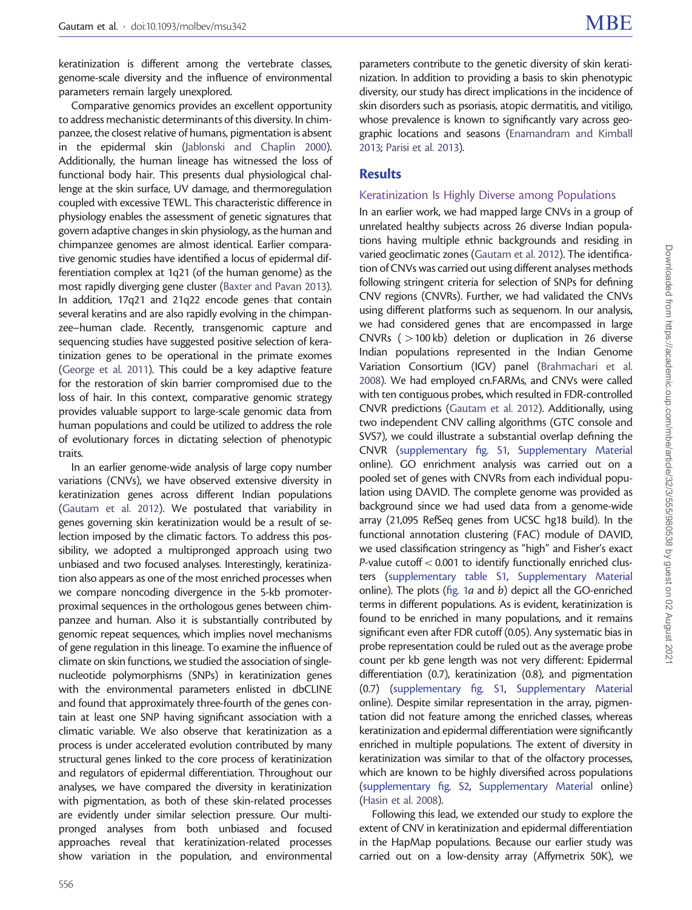keratinization is different among the vertebrate classes, genome-scale diversity and the influence of environmental parameters remain largely unexplored.

Comparative genomics provides an excellent opportunity to address mechanistic determinants of this diversity. In chimpanzee, the closest relative of humans, pigmentation is absent in the epidermal skin (Jablonski and Chaplin 2000). Additionally, the human lineage has witnessed the loss of functional body hair. This presents dual physiological challenge at the skin surface, UV damage, and thermoregulation coupled with excessive TEWL. This characteristic difference in physiology enables the assessment of genetic signatures that govern adaptive changes in skin physiology, as the human and chimpanzee genomes are almost identical. Earlier comparative genomic studies have identified a locus of epidermal differentiation complex at 1q21 (of the human genome) as the most rapidly diverging gene cluster (Baxter and Pavan 2013). In addition, 17q21 and 21q22 encode genes that contain several keratins and are also rapidly evolving in the chimpanzee–human clade. Recently, transgenomic capture and sequencing studies have suggested positive selection of keratinization genes to be operational in the primate exomes (George et al. 2011). This could be a key adaptive feature for the restoration of skin barrier compromised due to the loss of hair. In this context, comparative genomic strategy provides valuable support to large-scale genomic data from human populations and could be utilized to address the role of evolutionary forces in dictating selection of phenotypic traits.

In an earlier genome-wide analysis of large copy number variations (CNVs), we have observed extensive diversity in keratinization genes across different Indian populations (Gautam et al. 2012). We postulated that variability in genes governing skin keratinization would be a result of selection imposed by the climatic factors. To address this possibility, we adopted a multipronged approach using two unbiased and two focused analyses. Interestingly, keratinization also appears as one of the most enriched processes when we compare noncoding divergence in the 5-kb promoter-proximal sequences in the orthologous genes between chimpanzee and human. Also it is substantially contributed by genomic repeat sequences, which implies novel mechanisms of gene regulation in this lineage. To examine the influence of climate on skin functions, we studied the association of single-nucleotide polymorphisms (SNPs) in keratinization genes with the environmental parameters enlisted in dbCLINE and found that approximately three-fourth of the genes contain at least one SNP having significant association with a climatic variable. We also observe that keratinization as a process is under accelerated evolution contributed by many structural genes linked to the core process of keratinization and regulators of epidermal differentiation. Throughout our analyses, we have compared the diversity in keratinization with pigmentation, as both of these skin-related processes are evidently under similar selection pressure. Our multipronged analyses from both unbiased and focused approaches reveal that keratinization-related processes show variation in the population, and environmental parameters contribute to the genetic diversity of skin keratinization. In addition to providing a basis to skin phenotypic diversity, our study has direct implications in the incidence of skin disorders such as psoriasis, atopic dermatitis, and vitiligo, whose prevalence is known to significantly vary across geographic locations and seasons (Enamandram and Kimball 2013; Parisi et al. 2013).

## Results

### Keratinization Is Highly Diverse among Populations

In an earlier work, we had mapped large CNVs in a group of unrelated healthy subjects across 26 diverse Indian populations having multiple ethnic backgrounds and residing in varied geoclimatic zones (Gautam et al. 2012). The identification of CNVs was carried out using different analyses methods following stringent criteria for selection of SNPs for defining CNV regions (CNVRs). Further, we had validated the CNVs using different platforms such as sequenom. In our analysis, we had considered genes that are encompassed in large CNVRs ( >100 kb) deletion or duplication in 26 diverse Indian populations represented in the Indian Genome Variation Consortium (IGV) panel (Brahmachari et al. 2008). We had employed cn.FARMs, and CNVs were called with ten contiguous probes, which resulted in FDR-controlled CNVR predictions (Gautam et al. 2012). Additionally, using two independent CNV calling algorithms (GTC console and SVS7), we could illustrate a substantial overlap defining the CNVR (supplementary fig. S1, Supplementary Material online). GO enrichment analysis was carried out on a pooled set of genes with CNVRs from each individual population using DAVID. The complete genome was provided as background since we had used data from a genome-wide array (21,095 RefSeq genes from UCSC hg18 build). In the functional annotation clustering (FAC) module of DAVID, we used classification stringency as "high" and Fisher's exact *P*-value cutoff $< 0.001$ to identify functionally enriched clusters (supplementary table S1, Supplementary Material online). The plots (fig. 1*a* and *b*) depict all the GO-enriched terms in different populations. As is evident, keratinization is found to be enriched in many populations, and it remains significant even after FDR cutoff (0.05). Any systematic bias in probe representation could be ruled out as the average probe count per kb gene length was not very different: Epidermal differentiation (0.7), keratinization (0.8), and pigmentation (0.7) (supplementary fig. S1, Supplementary Material online). Despite similar representation in the array, pigmentation did not feature among the enriched classes, whereas keratinization and epidermal differentiation were significantly enriched in multiple populations. The extent of diversity in keratinization was similar to that of the olfactory processes, which are known to be highly diversified across populations (supplementary fig. S2, Supplementary Material online) (Hasin et al. 2008).

Following this lead, we extended our study to explore the extent of CNV in keratinization and epidermal differentiation in the HapMap populations. Because our earlier study was carried out on a low-density array (Affymetrix 50K), we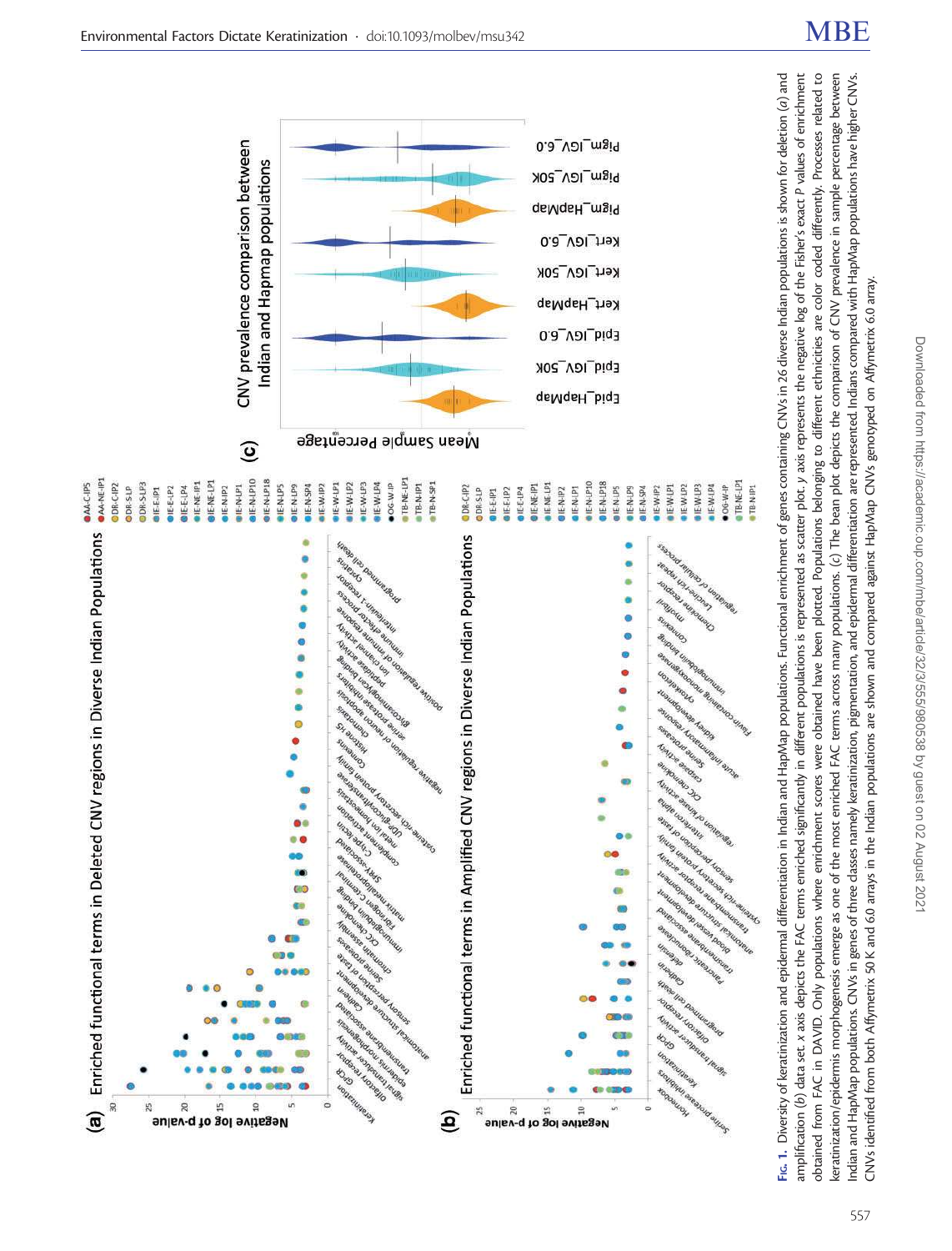**Fig. 1.** Diversity of keratinization and epidermal differentiation in Indian and HapMap populations. Functional enrichment of genes containing CNVs in 26 diverse Indian populations is shown for deletion (*a*) and amplification (*b*) data set. *x* axis depicts the FAC terms enriched significantly in different populations is represented as scatter plot. *y* axis represents the negative log of the Fisher's exact *P* values of enrichment obtained from FAC in DAVID. Only populations where enrichment scores were obtained have been plotted. Populations belonging to different ethnicities are color coded differently. Processes related to keratinization/epidermis morphogenesis emerge as one of the most enriched FAC terms across many populations. (*c*) The bean plot depicts the comparison of CNV prevalence in sample percentage between Indian and HapMap populations. CNVs in genes of three classes namely keratinization, pigmentation, and epidermal differentiation are represented. Indians compared with HapMap populations have higher CNVs. CNVs identified from both Affymetrix 50 K and 6.0 arrays in the Indian populations are shown and compared against HapMap CNVs genotyped on Affymetrix 6.0 array.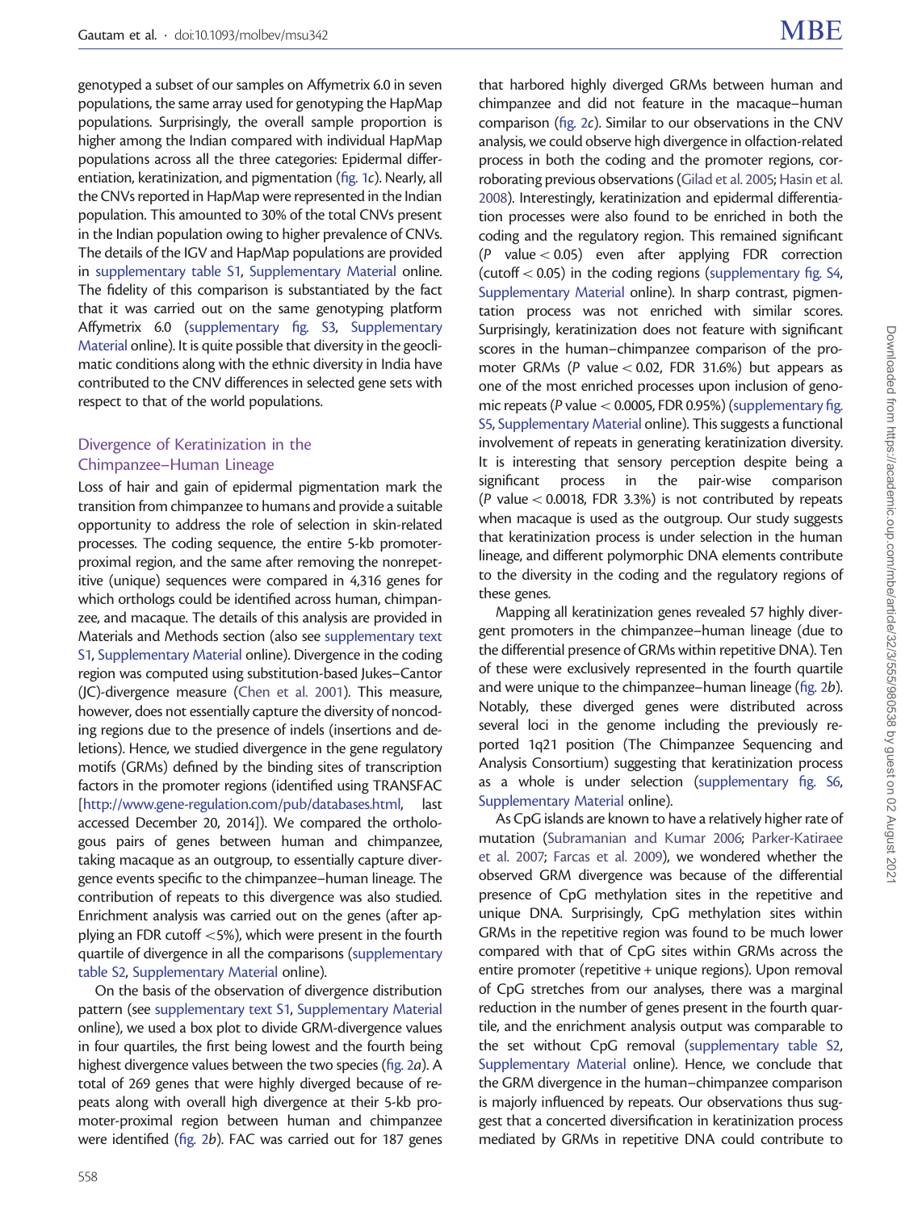genotyped a subset of our samples on Affymetrix 6.0 in seven populations, the same array used for genotyping the HapMap populations. Surprisingly, the overall sample proportion is higher among the Indian compared with individual HapMap populations across all the three categories: Epidermal differentiation, keratinization, and pigmentation (fig. 1c). Nearly, all the CNVs reported in HapMap were represented in the Indian population. This amounted to 30% of the total CNVs present in the Indian population owing to higher prevalence of CNVs. The details of the IGV and HapMap populations are provided in supplementary table S1, Supplementary Material online. The fidelity of this comparison is substantiated by the fact that it was carried out on the same genotyping platform Affymetrix 6.0 (supplementary fig. S3, Supplementary Material online). It is quite possible that diversity in the geoclimatic conditions along with the ethnic diversity in India have contributed to the CNV differences in selected gene sets with respect to that of the world populations.

## Divergence of Keratinization in the Chimpanzee–Human Lineage

Loss of hair and gain of epidermal pigmentation mark the transition from chimpanzee to humans and provide a suitable opportunity to address the role of selection in skin-related processes. The coding sequence, the entire 5-kb promoter-proximal region, and the same after removing the nonrepetitive (unique) sequences were compared in 4,316 genes for which orthologs could be identified across human, chimpanzee, and macaque. The details of this analysis are provided in Materials and Methods section (also see supplementary text S1, Supplementary Material online). Divergence in the coding region was computed using substitution-based Jukes–Cantor (JC)-divergence measure (Chen et al. 2001). This measure, however, does not essentially capture the diversity of noncoding regions due to the presence of indels (insertions and deletions). Hence, we studied divergence in the gene regulatory motifs (GRMs) defined by the binding sites of transcription factors in the promoter regions (identified using TRANSFAC [http://www.gene-regulation.com/pub/databases.html, last accessed December 20, 2014]). We compared the orthologous pairs of genes between human and chimpanzee, taking macaque as an outgroup, to essentially capture divergence events specific to the chimpanzee–human lineage. The contribution of repeats to this divergence was also studied. Enrichment analysis was carried out on the genes (after applying an FDR cutoff <5%), which were present in the fourth quartile of divergence in all the comparisons (supplementary table S2, Supplementary Material online).

On the basis of the observation of divergence distribution pattern (see supplementary text S1, Supplementary Material online), we used a box plot to divide GRM-divergence values in four quartiles, the first being lowest and the fourth being highest divergence values between the two species (fig. 2a). A total of 269 genes that were highly diverged because of repeats along with overall high divergence at their 5-kb promoter-proximal region between human and chimpanzee were identified (fig. 2b). FAC was carried out for 187 genes that harbored highly diverged GRMs between human and chimpanzee and did not feature in the macaque–human comparison (fig. 2c). Similar to our observations in the CNV analysis, we could observe high divergence in olfaction-related process in both the coding and the promoter regions, corroborating previous observations (Gilad et al. 2005; Hasin et al. 2008). Interestingly, keratinization and epidermal differentiation processes were also found to be enriched in both the coding and the regulatory region. This remained significant ($P$ value $< 0.05$) even after applying FDR correction (cutoff $< 0.05$) in the coding regions (supplementary fig. S4, Supplementary Material online). In sharp contrast, pigmentation process was not enriched with similar scores. Surprisingly, keratinization does not feature with significant scores in the human–chimpanzee comparison of the promoter GRMs ($P$ value $< 0.02$, FDR 31.6%) but appears as one of the most enriched processes upon inclusion of genomic repeats ($P$ value $< 0.0005$, FDR 0.95%) (supplementary fig. S5, Supplementary Material online). This suggests a functional involvement of repeats in generating keratinization diversity. It is interesting that sensory perception despite being a significant process in the pair-wise comparison ($P$ value $< 0.0018$, FDR 3.3%) is not contributed by repeats when macaque is used as the outgroup. Our study suggests that keratinization process is under selection in the human lineage, and different polymorphic DNA elements contribute to the diversity in the coding and the regulatory regions of these genes.

Mapping all keratinization genes revealed 57 highly divergent promoters in the chimpanzee–human lineage (due to the differential presence of GRMs within repetitive DNA). Ten of these were exclusively represented in the fourth quartile and were unique to the chimpanzee–human lineage (fig. 2b). Notably, these diverged genes were distributed across several loci in the genome including the previously reported 1q21 position (The Chimpanzee Sequencing and Analysis Consortium) suggesting that keratinization process as a whole is under selection (supplementary fig. S6, Supplementary Material online).

As CpG islands are known to have a relatively higher rate of mutation (Subramanian and Kumar 2006; Parker-Katiraee et al. 2007; Farcas et al. 2009), we wondered whether the observed GRM divergence was because of the differential presence of CpG methylation sites in the repetitive and unique DNA. Surprisingly, CpG methylation sites within GRMs in the repetitive region was found to be much lower compared with that of CpG sites within GRMs across the entire promoter (repetitive + unique regions). Upon removal of CpG stretches from our analyses, there was a marginal reduction in the number of genes present in the fourth quartile, and the enrichment analysis output was comparable to the set without CpG removal (supplementary table S2, Supplementary Material online). Hence, we conclude that the GRM divergence in the human–chimpanzee comparison is majorly influenced by repeats. Our observations thus suggest that a concerted diversification in keratinization process mediated by GRMs in repetitive DNA could contribute to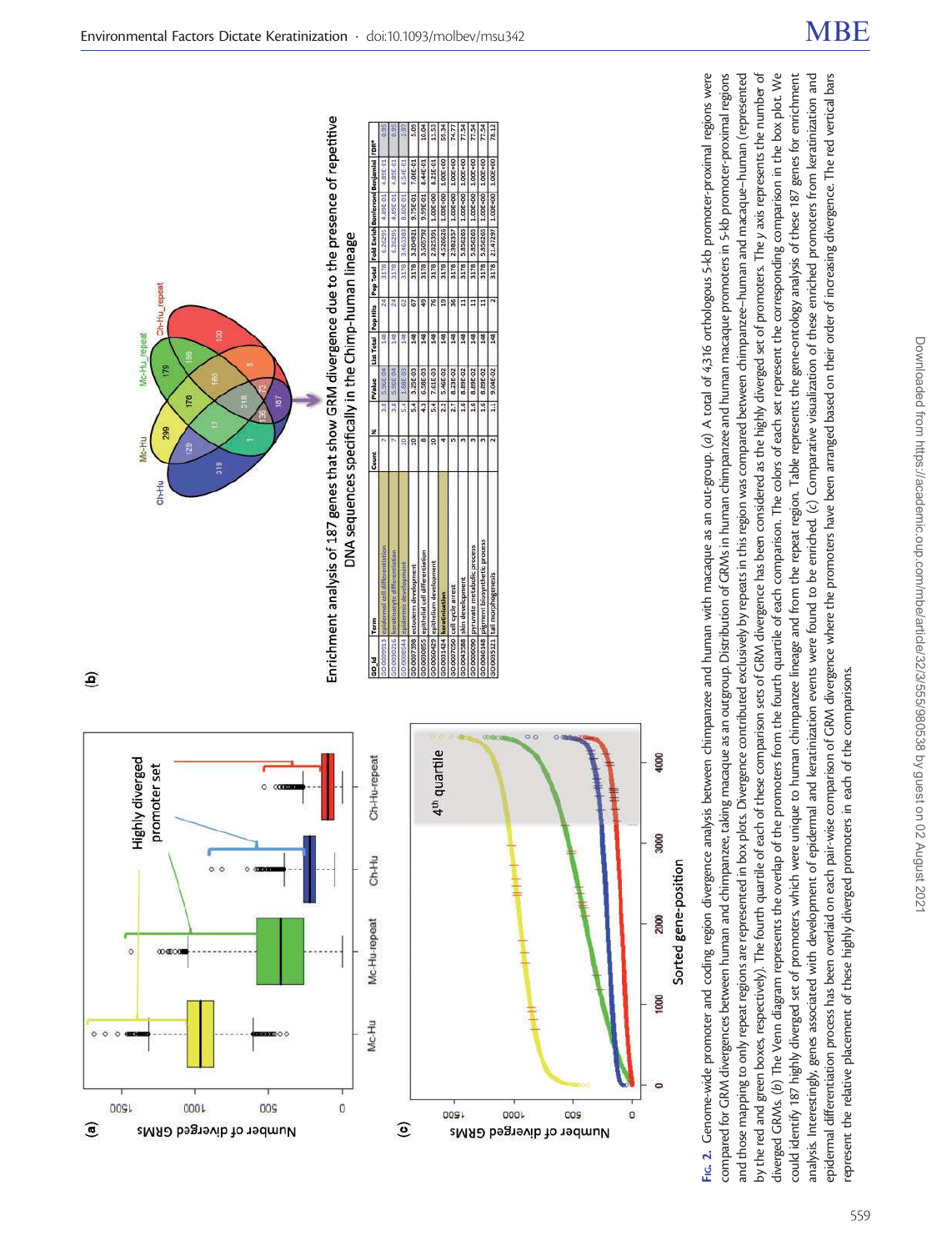Enrichment analysis of 187 genes that show GRM divergence due to the presence of repetitive DNA sequences specifically in the Chimp-human lineage

| GO_Id | Term | Count | % | PValue | List Total | Pop Hits | Pop Total | Fold Enrichment | Bonferroni | Benjamini | FDR* |
|---|---|---|---|---|---|---|---|---|---|---|---|
| GO:0009913 | epidermal cell differentiation | 7 | 3.8 | 5.56E-04 | 148 | 24 | 3178 | 6.26295 | 4.89E-01 | 4.89E-01 | 0.95 |
| GO:0030216 | keratinocyte differentiation | 7 | 3.8 | 5.56E-04 | 148 | 24 | 3178 | 6.26295 | 4.89E-01 | 4.89E-01 | 0.95 |
| GO:0008544 | epidermis development | 10 | 5.4 | 1.88E-03 | 148 | 62 | 3178 | 3.463383 | 8.80E-01 | 6.54E-01 | 3.17 |
| GO:0007398 | ectoderm development | 10 | 5.4 | 3.25E-03 | 148 | 67 | 3178 | 3.204921 | 9.75E-01 | 7.06E-01 | 5.09 |
| GO:0030855 | epithelial cell differentiation | 8 | 4.3 | 6.58E-03 | 148 | 49 | 3178 | 3.505792 | 9.99E-01 | 8.44E-01 | 10.04 |
| GO:0060429 | epithelium development | 10 | 5.4 | 7.61E-03 | 148 | 76 | 3178 | 2.825391 | 1.00E+00 | 8.21E-01 | 11.53 |
| GO:0031424 | keratinization | 4 | 2.2 | 5.46E-02 | 148 | 19 | 3178 | 4.520626 | 1.00E+00 | 1.00E+00 | 55.34 |
| GO:0007050 | cell cycle arrest | 5 | 2.7 | 8.23E-02 | 148 | 36 | 3178 | 2.982357 | 1.00E+00 | 1.00E+00 | 74.77 |
| GO:0043588 | skin development | 3 | 1.6 | 8.89E-02 | 148 | 11 | 3178 | 5.856265 | 1.00E+00 | 1.00E+00 | 77.54 |
| GO:0006090 | pyruvate metabolic process | 3 | 1.6 | 8.89E-02 | 148 | 11 | 3178 | 5.856265 | 1.00E+00 | 1.00E+00 | 77.54 |
| GO:0046148 | pigment biosynthetic process | 3 | 1.6 | 8.89E-02 | 148 | 11 | 3178 | 5.856265 | 1.00E+00 | 1.00E+00 | 77.54 |
| GO:0035121 | tail morphogenesis | 2 | 1.1 | 9.04E-02 | 148 | 2 | 3178 | 21.47297 | 1.00E+00 | 1.00E+00 | 78.12 |

**Fig. 2.** Genome-wide promoter and coding region divergence analysis between chimpanzee and human with macaque as an out-group. (*a*) A total of 4,316 orthologous 5-kb promoter-proximal regions were compared for GRM divergences between human and chimpanzee, taking macaque as an outgroup. Distribution of GRMs in human chimpanzee and human macaque promoters in 5-kb promoter-proximal regions and those mapping to only repeat regions are represented in box plots. Divergence contributed exclusively by repeats in this region was compared between chimpanzee–human and macaque–human (represented by the red and green boxes, respectively). The fourth quartile of each of these comparison sets of GRM divergence has been considered as the highly diverged set of promoters. The *y* axis represents the number of diverged GRMs. (*b*) The Venn diagram represents the overlap of the promoters from the fourth quartile of each comparison. The colors of each set represent the corresponding comparison in the box plot. We could identify 187 highly diverged set of promoters, which were unique to human chimpanzee lineage and from the repeat region. Table represents the gene-ontology analysis of these 187 genes for enrichment analysis. Interestingly, genes associated with development of epidermal and keratinization events were found to be enriched. (*c*) Comparative visualization of these enriched promoters from keratinization and epidermal differentiation process has been overlaid on each pair-wise comparison of GRM divergence where the promoters have been arranged based on their order of increasing divergence. The red vertical bars represent the relative placement of these highly diverged promoters in each of the comparisons.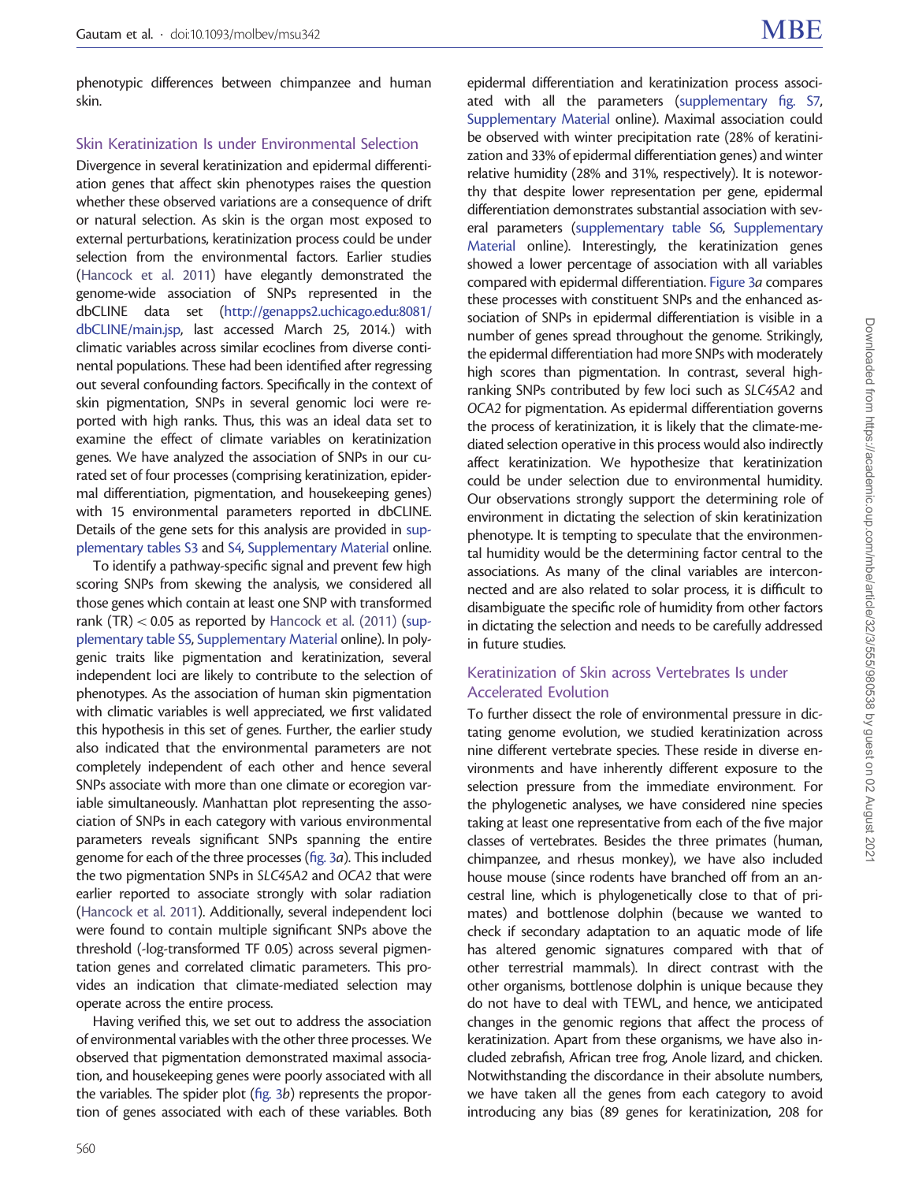phenotypic differences between chimpanzee and human skin.

### Skin Keratinization Is under Environmental Selection

Divergence in several keratinization and epidermal differentiation genes that affect skin phenotypes raises the question whether these observed variations are a consequence of drift or natural selection. As skin is the organ most exposed to external perturbations, keratinization process could be under selection from the environmental factors. Earlier studies (Hancock et al. 2011) have elegantly demonstrated the genome-wide association of SNPs represented in the dbCLINE data set (http://genapps2.uchicago.edu:8081/dbCLINE/main.jsp, last accessed March 25, 2014.) with climatic variables across similar ecoclines from diverse continental populations. These had been identified after regressing out several confounding factors. Specifically in the context of skin pigmentation, SNPs in several genomic loci were reported with high ranks. Thus, this was an ideal data set to examine the effect of climate variables on keratinization genes. We have analyzed the association of SNPs in our curated set of four processes (comprising keratinization, epidermal differentiation, pigmentation, and housekeeping genes) with 15 environmental parameters reported in dbCLINE. Details of the gene sets for this analysis are provided in supplementary tables S3 and S4, Supplementary Material online.

To identify a pathway-specific signal and prevent few high scoring SNPs from skewing the analysis, we considered all those genes which contain at least one SNP with transformed rank (TR) < 0.05 as reported by Hancock et al. (2011) (supplementary table S5, Supplementary Material online). In polygenic traits like pigmentation and keratinization, several independent loci are likely to contribute to the selection of phenotypes. As the association of human skin pigmentation with climatic variables is well appreciated, we first validated this hypothesis in this set of genes. Further, the earlier study also indicated that the environmental parameters are not completely independent of each other and hence several SNPs associate with more than one climate or ecoregion variable simultaneously. Manhattan plot representing the association of SNPs in each category with various environmental parameters reveals significant SNPs spanning the entire genome for each of the three processes (fig. 3*a*). This included the two pigmentation SNPs in *SLC45A2* and *OCA2* that were earlier reported to associate strongly with solar radiation (Hancock et al. 2011). Additionally, several independent loci were found to contain multiple significant SNPs above the threshold (-log-transformed TF 0.05) across several pigmentation genes and correlated climatic parameters. This provides an indication that climate-mediated selection may operate across the entire process.

Having verified this, we set out to address the association of environmental variables with the other three processes. We observed that pigmentation demonstrated maximal association, and housekeeping genes were poorly associated with all the variables. The spider plot (fig. 3*b*) represents the proportion of genes associated with each of these variables. Both epidermal differentiation and keratinization process associated with all the parameters (supplementary fig. S7, Supplementary Material online). Maximal association could be observed with winter precipitation rate (28% of keratinization and 33% of epidermal differentiation genes) and winter relative humidity (28% and 31%, respectively). It is noteworthy that despite lower representation per gene, epidermal differentiation demonstrates substantial association with several parameters (supplementary table S6, Supplementary Material online). Interestingly, the keratinization genes showed a lower percentage of association with all variables compared with epidermal differentiation. Figure 3*a* compares these processes with constituent SNPs and the enhanced association of SNPs in epidermal differentiation is visible in a number of genes spread throughout the genome. Strikingly, the epidermal differentiation had more SNPs with moderately high scores than pigmentation. In contrast, several high-ranking SNPs contributed by few loci such as *SLC45A2* and *OCA2* for pigmentation. As epidermal differentiation governs the process of keratinization, it is likely that the climate-mediated selection operative in this process would also indirectly affect keratinization. We hypothesize that keratinization could be under selection due to environmental humidity. Our observations strongly support the determining role of environment in dictating the selection of skin keratinization phenotype. It is tempting to speculate that the environmental humidity would be the determining factor central to the associations. As many of the clinal variables are interconnected and are also related to solar process, it is difficult to disambiguate the specific role of humidity from other factors in dictating the selection and needs to be carefully addressed in future studies.

### Keratinization of Skin across Vertebrates Is under Accelerated Evolution

To further dissect the role of environmental pressure in dictating genome evolution, we studied keratinization across nine different vertebrate species. These reside in diverse environments and have inherently different exposure to the selection pressure from the immediate environment. For the phylogenetic analyses, we have considered nine species taking at least one representative from each of the five major classes of vertebrates. Besides the three primates (human, chimpanzee, and rhesus monkey), we have also included house mouse (since rodents have branched off from an ancestral line, which is phylogenetically close to that of primates) and bottlenose dolphin (because we wanted to check if secondary adaptation to an aquatic mode of life has altered genomic signatures compared with that of other terrestrial mammals). In direct contrast with the other organisms, bottlenose dolphin is unique because they do not have to deal with TEWL, and hence, we anticipated changes in the genomic regions that affect the process of keratinization. Apart from these organisms, we have also included zebrafish, African tree frog, Anole lizard, and chicken. Notwithstanding the discordance in their absolute numbers, we have taken all the genes from each category to avoid introducing any bias (89 genes for keratinization, 208 for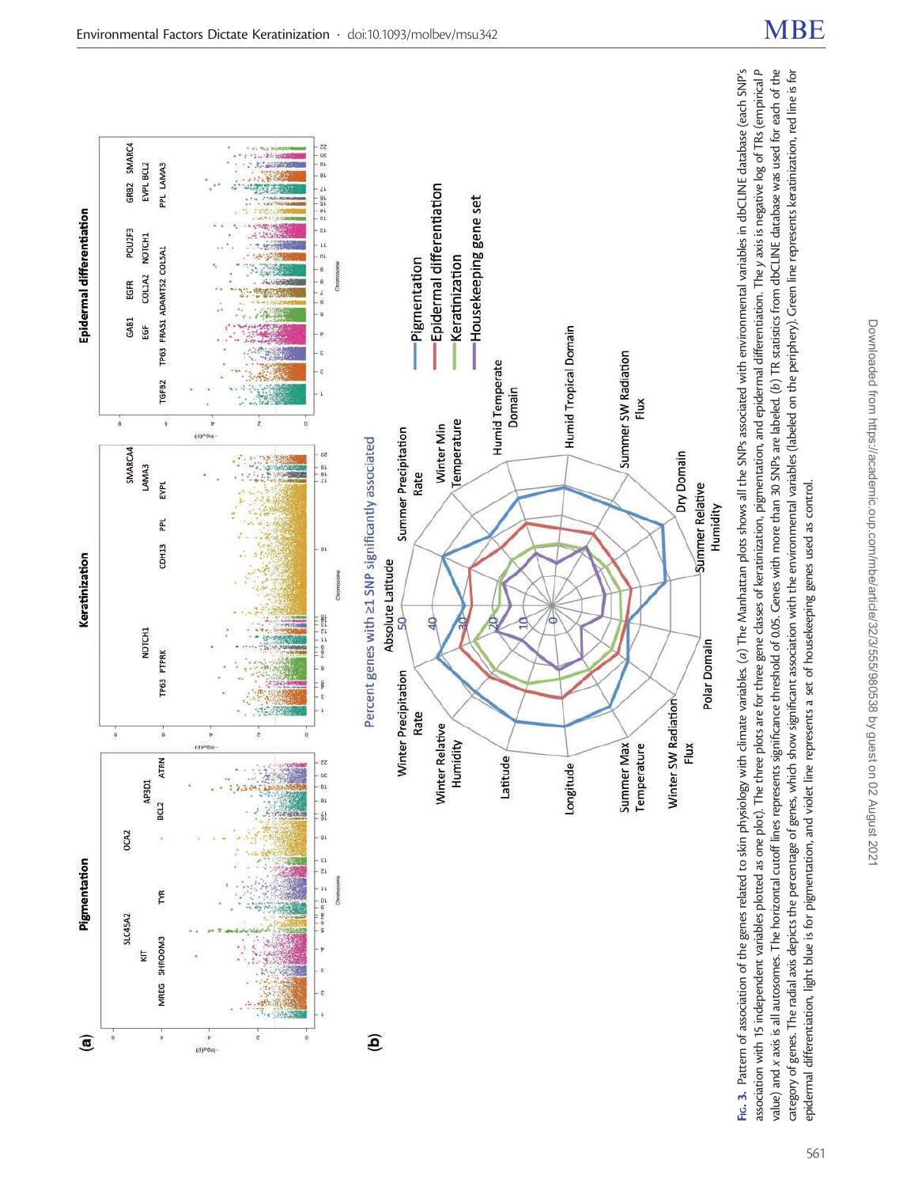**Fig. 3.** Pattern of association of the genes related to skin physiology with climate variables. (*a*) The Manhattan plots shows all the SNPs associated with environmental variables in dbCLINE database (each SNP's association with 15 independent variables plotted as one plot). The three plots are for three gene classes of keratinization, pigmentation, and epidermal differentiation. The *y* axis is negative log of TRs (empirical *P* value) and *x* axis is all autosomes. The horizontal cutoff lines represents significance threshold of 0.05. Genes with more than 30 SNPs are labeled. (*b*) TR statistics from dbCLINE database was used for each of the category of genes. The radial axis depicts the percentage of genes, which show significant association with the environmental variables (labeled on the periphery). Green line represents keratinization, red line is for epidermal differentiation, light blue is for pigmentation, and violet line represents a set of housekeeping genes used as control.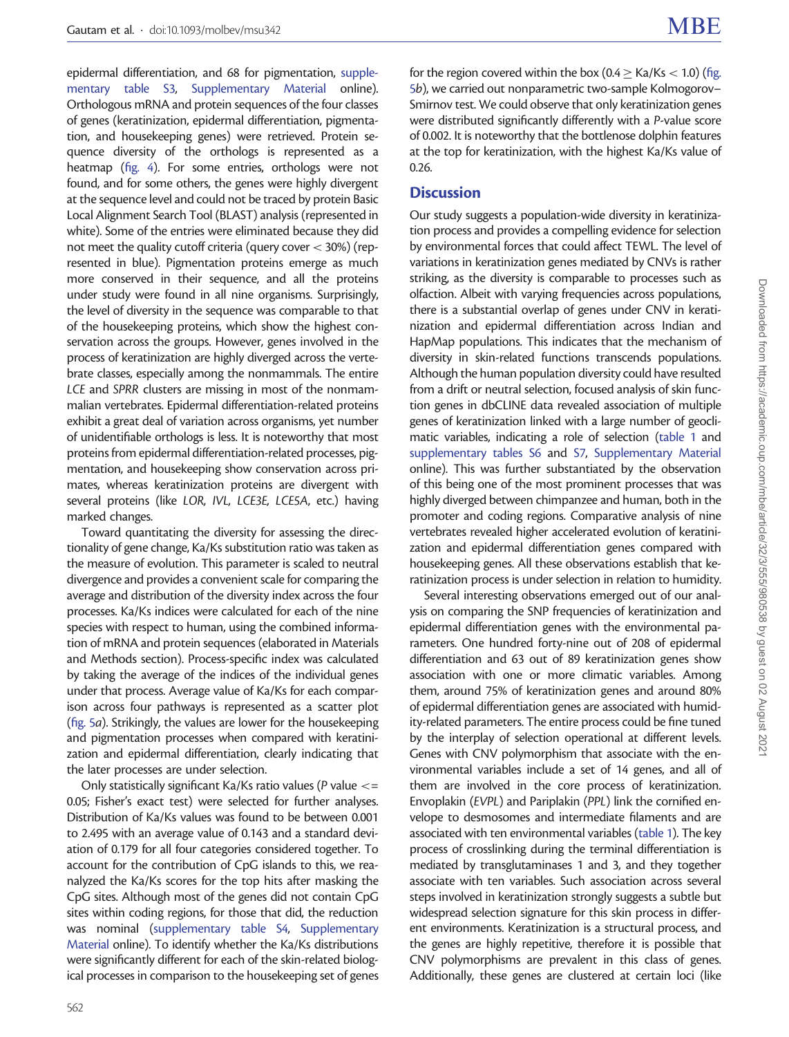epidermal differentiation, and 68 for pigmentation, supplementary table S3, Supplementary Material online). Orthologous mRNA and protein sequences of the four classes of genes (keratinization, epidermal differentiation, pigmentation, and housekeeping genes) were retrieved. Protein sequence diversity of the orthologs is represented as a heatmap (fig. 4). For some entries, orthologs were not found, and for some others, the genes were highly divergent at the sequence level and could not be traced by protein Basic Local Alignment Search Tool (BLAST) analysis (represented in white). Some of the entries were eliminated because they did not meet the quality cutoff criteria (query cover < 30%) (represented in blue). Pigmentation proteins emerge as much more conserved in their sequence, and all the proteins under study were found in all nine organisms. Surprisingly, the level of diversity in the sequence was comparable to that of the housekeeping proteins, which show the highest conservation across the groups. However, genes involved in the process of keratinization are highly diverged across the vertebrate classes, especially among the nonmammals. The entire *LCE* and *SPRR* clusters are missing in most of the nonmammalian vertebrates. Epidermal differentiation-related proteins exhibit a great deal of variation across organisms, yet number of unidentifiable orthologs is less. It is noteworthy that most proteins from epidermal differentiation-related processes, pigmentation, and housekeeping show conservation across primates, whereas keratinization proteins are divergent with several proteins (like *LOR*, *IVL*, *LCE3E*, *LCE5A*, etc.) having marked changes.

Toward quantitating the diversity for assessing the directionality of gene change, Ka/Ks substitution ratio was taken as the measure of evolution. This parameter is scaled to neutral divergence and provides a convenient scale for comparing the average and distribution of the diversity index across the four processes. Ka/Ks indices were calculated for each of the nine species with respect to human, using the combined information of mRNA and protein sequences (elaborated in Materials and Methods section). Process-specific index was calculated by taking the average of the indices of the individual genes under that process. Average value of Ka/Ks for each comparison across four pathways is represented as a scatter plot (fig. 5*a*). Strikingly, the values are lower for the housekeeping and pigmentation processes when compared with keratinization and epidermal differentiation, clearly indicating that the later processes are under selection.

Only statistically significant Ka/Ks ratio values ($P$ value $<=$ 0.05; Fisher's exact test) were selected for further analyses. Distribution of Ka/Ks values was found to be between 0.001 to 2.495 with an average value of 0.143 and a standard deviation of 0.179 for all four categories considered together. To account for the contribution of CpG islands to this, we reanalyzed the Ka/Ks scores for the top hits after masking the CpG sites. Although most of the genes did not contain CpG sites within coding regions, for those that did, the reduction was nominal (supplementary table S4, Supplementary Material online). To identify whether the Ka/Ks distributions were significantly different for each of the skin-related biological processes in comparison to the housekeeping set of genes for the region covered within the box ($0.4 \geq$ Ka/Ks $< 1.0$) (fig. 5*b*), we carried out nonparametric two-sample Kolmogorov–Smirnov test. We could observe that only keratinization genes were distributed significantly differently with a $P$-value score of 0.002. It is noteworthy that the bottlenose dolphin features at the top for keratinization, with the highest Ka/Ks value of 0.26.

## Discussion

Our study suggests a population-wide diversity in keratinization process and provides a compelling evidence for selection by environmental forces that could affect TEWL. The level of variations in keratinization genes mediated by CNVs is rather striking, as the diversity is comparable to processes such as olfaction. Albeit with varying frequencies across populations, there is a substantial overlap of genes under CNV in keratinization and epidermal differentiation across Indian and HapMap populations. This indicates that the mechanism of diversity in skin-related functions transcends populations. Although the human population diversity could have resulted from a drift or neutral selection, focused analysis of skin function genes in dbCLINE data revealed association of multiple genes of keratinization linked with a large number of geoclimatic variables, indicating a role of selection (table 1 and supplementary tables S6 and S7, Supplementary Material online). This was further substantiated by the observation of this being one of the most prominent processes that was highly diverged between chimpanzee and human, both in the promoter and coding regions. Comparative analysis of nine vertebrates revealed higher accelerated evolution of keratinization and epidermal differentiation genes compared with housekeeping genes. All these observations establish that keratinization process is under selection in relation to humidity.

Several interesting observations emerged out of our analysis on comparing the SNP frequencies of keratinization and epidermal differentiation genes with the environmental parameters. One hundred forty-nine out of 208 of epidermal differentiation and 63 out of 89 keratinization genes show association with one or more climatic variables. Among them, around 75% of keratinization genes and around 80% of epidermal differentiation genes are associated with humidity-related parameters. The entire process could be fine tuned by the interplay of selection operational at different levels. Genes with CNV polymorphism that associate with the environmental variables include a set of 14 genes, and all of them are involved in the core process of keratinization. Envoplakin (*EVPL*) and Pariplakin (*PPL*) link the cornified envelope to desmosomes and intermediate filaments and are associated with ten environmental variables (table 1). The key process of crosslinking during the terminal differentiation is mediated by transglutaminases 1 and 3, and they together associate with ten variables. Such association across several steps involved in keratinization strongly suggests a subtle but widespread selection signature for this skin process in different environments. Keratinization is a structural process, and the genes are highly repetitive, therefore it is possible that CNV polymorphisms are prevalent in this class of genes. Additionally, these genes are clustered at certain loci (like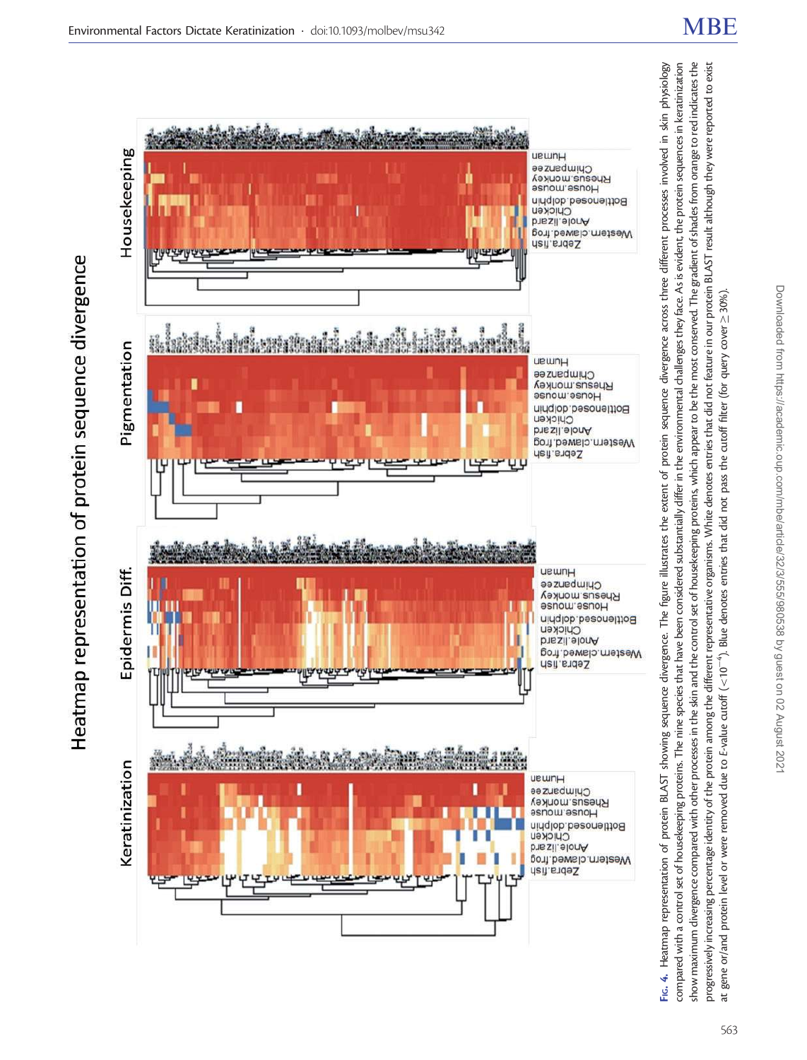Fig. 4. Heatmap representation of protein BLAST showing sequence divergence. The figure illustrates the extent of protein sequence divergence across three different processes involved in skin physiology compared with a control set of housekeeping proteins. The nine species that have been considered substantially differ in the environmental challenges they face. As is evident, the protein sequences in keratinization show maximum divergence compared with other processes in the skin and the control set of housekeeping proteins, which appear to be the most conserved. The gradient of shades from orange to red indicates the progressively increasing percentage identity of the protein among the different representative organisms. White denotes entries that did not feature in our protein BLAST result although they were reported to exist at gene or/and protein level or were removed due to E-value cutoff ($<10^{-4}$). Blue denotes entries that did not pass the cutoff filter (for query cover $\geq$ 30%).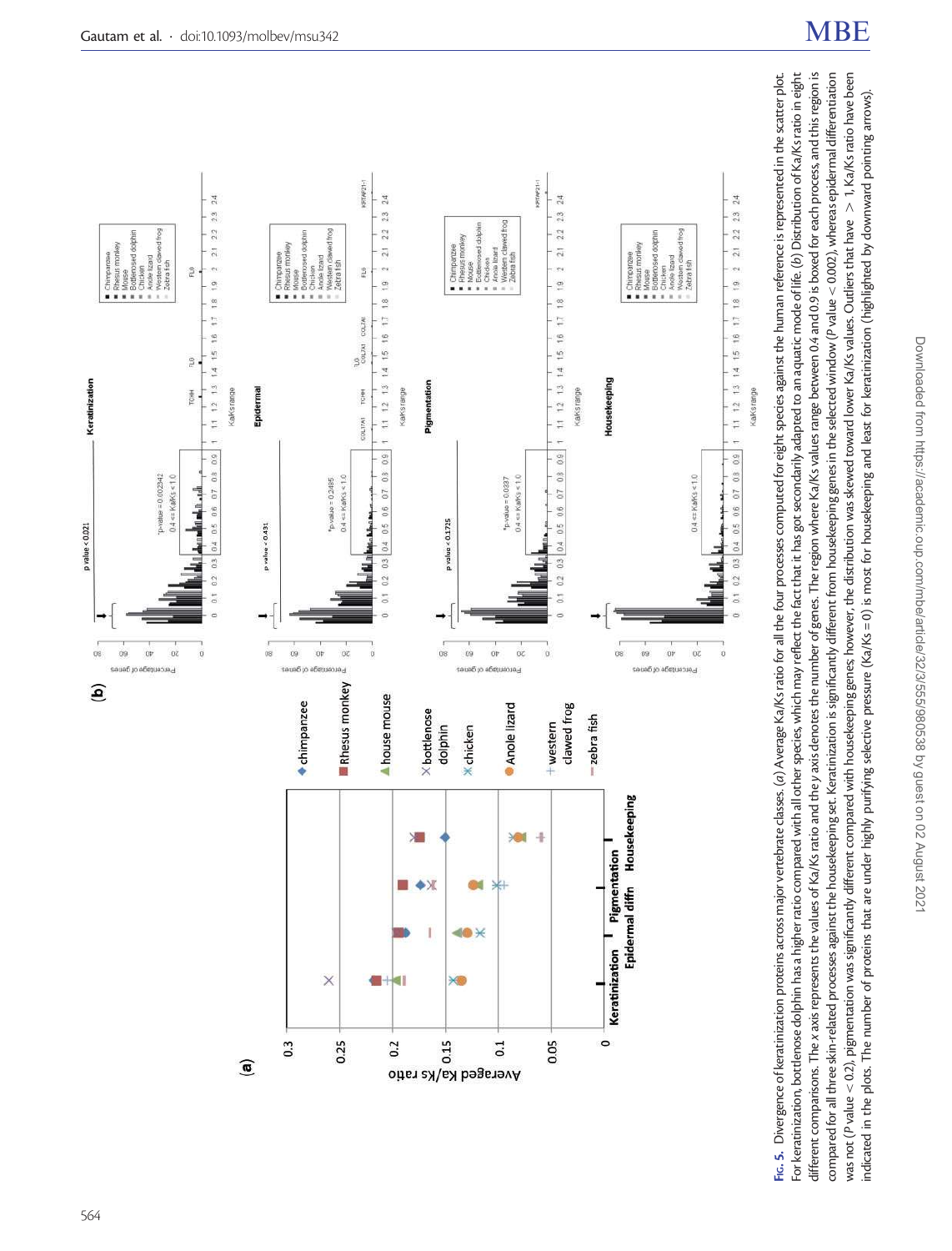**Fig. 5.** Divergence of keratinization proteins across major vertebrate classes. (*a*) Average Ka/Ks ratio for all the four processes computed for eight species against the human reference is represented in the scatter plot. For keratinization, bottlenose dolphin has a higher ratio compared with all other species, which may reflect the fact that it has got secondarily adapted to an aquatic mode of life. (*b*) Distribution of Ka/Ks ratio in eight different comparisons. The *x* axis represents the values of Ka/Ks ratio and the *y* axis denotes the number of genes. The region where Ka/Ks values range between 0.4 and 0.9 is boxed for each process, and this region is compared for all three skin-related processes against the housekeeping set. Keratinization is significantly different from housekeeping genes in the selected window ($P$ value < 0.002), whereas epidermal differentiation was not ($P$ value < 0.2), pigmentation was significantly different compared with housekeeping genes; however, the distribution was skewed toward lower Ka/Ks values. Outliers that have > 1, Ka/Ks ratio have been indicated in the plots. The number of proteins that are under highly purifying selective pressure (Ka/Ks = 0) is most for housekeeping and least for keratinization (highlighted by downward pointing arrows).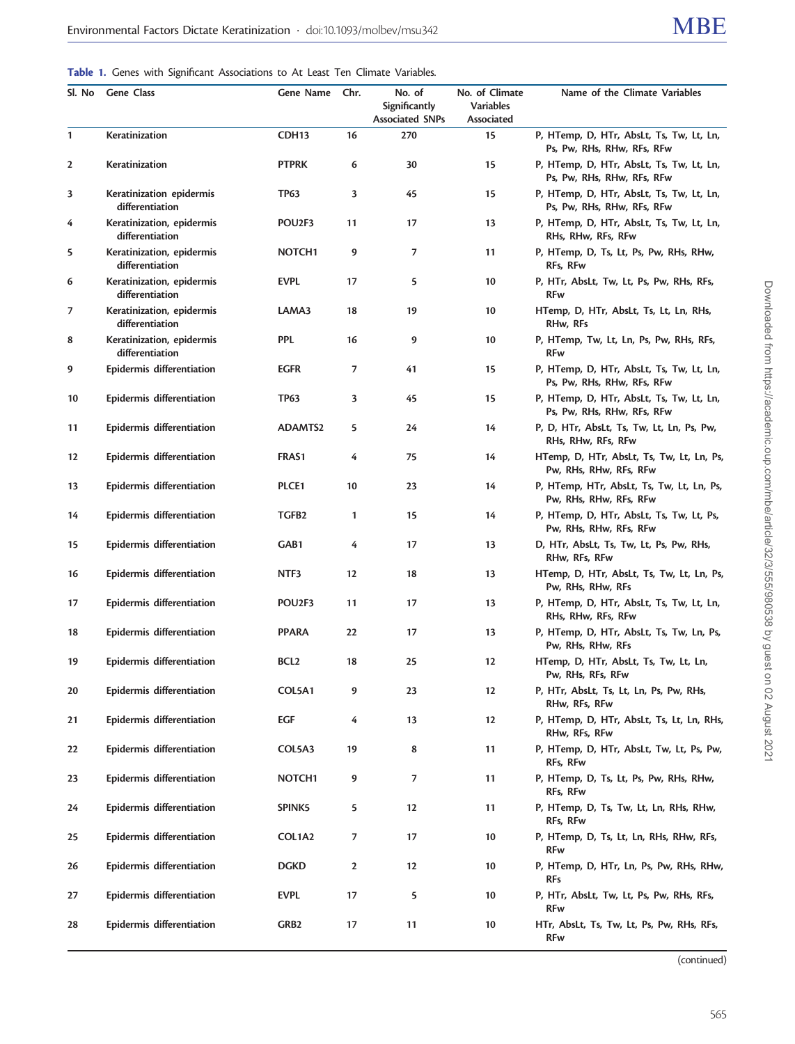**Table 1.** Genes with Significant Associations to At Least Ten Climate Variables.

| Sl. No | Gene Class | Gene Name | Chr. | No. of Significantly Associated SNPs | No. of Climate Variables Associated | Name of the Climate Variables |
|---|---|---|---|---|---|---|
| 1 | Keratinization | CDH13 | 16 | 270 | 15 | P, HTemp, D, HTr, AbsLt, Ts, Tw, Lt, Ln, Ps, Pw, RHs, RHw, RFs, RFw |
| 2 | Keratinization | PTPRK | 6 | 30 | 15 | P, HTemp, D, HTr, AbsLt, Ts, Tw, Lt, Ln, Ps, Pw, RHs, RHw, RFs, RFw |
| 3 | Keratinization epidermis differentiation | TP63 | 3 | 45 | 15 | P, HTemp, D, HTr, AbsLt, Ts, Tw, Lt, Ln, Ps, Pw, RHs, RHw, RFs, RFw |
| 4 | Keratinization, epidermis differentiation | POU2F3 | 11 | 17 | 13 | P, HTemp, D, HTr, AbsLt, Ts, Tw, Lt, Ln, RHs, RHw, RFs, RFw |
| 5 | Keratinization, epidermis differentiation | NOTCH1 | 9 | 7 | 11 | P, HTemp, D, Ts, Lt, Ps, Pw, RHs, RHw, RFs, RFw |
| 6 | Keratinization, epidermis differentiation | EVPL | 17 | 5 | 10 | P, HTr, AbsLt, Tw, Lt, Ps, Pw, RHs, RFs, RFw |
| 7 | Keratinization, epidermis differentiation | LAMA3 | 18 | 19 | 10 | HTemp, D, HTr, AbsLt, Ts, Lt, Ln, RHs, RHw, RFs |
| 8 | Keratinization, epidermis differentiation | PPL | 16 | 9 | 10 | P, HTemp, Tw, Lt, Ln, Ps, Pw, RHs, RFs, RFw |
| 9 | Epidermis differentiation | EGFR | 7 | 41 | 15 | P, HTemp, D, HTr, AbsLt, Ts, Tw, Lt, Ln, Ps, Pw, RHs, RHw, RFs, RFw |
| 10 | Epidermis differentiation | TP63 | 3 | 45 | 15 | P, HTemp, D, HTr, AbsLt, Ts, Tw, Lt, Ln, Ps, Pw, RHs, RHw, RFs, RFw |
| 11 | Epidermis differentiation | ADAMTS2 | 5 | 24 | 14 | P, D, HTr, AbsLt, Ts, Tw, Lt, Ln, Ps, Pw, RHs, RHw, RFs, RFw |
| 12 | Epidermis differentiation | FRAS1 | 4 | 75 | 14 | HTemp, D, HTr, AbsLt, Ts, Tw, Lt, Ln, Ps, Pw, RHs, RHw, RFs, RFw |
| 13 | Epidermis differentiation | PLCE1 | 10 | 23 | 14 | P, HTemp, HTr, AbsLt, Ts, Tw, Lt, Ln, Ps, Pw, RHs, RHw, RFs, RFw |
| 14 | Epidermis differentiation | TGFB2 | 1 | 15 | 14 | P, HTemp, D, HTr, AbsLt, Ts, Tw, Lt, Ps, Pw, RHs, RHw, RFs, RFw |
| 15 | Epidermis differentiation | GAB1 | 4 | 17 | 13 | D, HTr, AbsLt, Ts, Tw, Lt, Ps, Pw, RHs, RHw, RFs, RFw |
| 16 | Epidermis differentiation | NTF3 | 12 | 18 | 13 | HTemp, D, HTr, AbsLt, Ts, Tw, Lt, Ln, Ps, Pw, RHs, RHw, RFs |
| 17 | Epidermis differentiation | POU2F3 | 11 | 17 | 13 | P, HTemp, D, HTr, AbsLt, Ts, Tw, Lt, Ln, RHs, RHw, RFs, RFw |
| 18 | Epidermis differentiation | PPARA | 22 | 17 | 13 | P, HTemp, D, HTr, AbsLt, Ts, Tw, Ln, Ps, Pw, RHs, RHw, RFs |
| 19 | Epidermis differentiation | BCL2 | 18 | 25 | 12 | HTemp, D, HTr, AbsLt, Ts, Tw, Lt, Ln, Pw, RHs, RFs, RFw |
| 20 | Epidermis differentiation | COL5A1 | 9 | 23 | 12 | P, HTr, AbsLt, Ts, Lt, Ln, Ps, Pw, RHs, RHw, RFs, RFw |
| 21 | Epidermis differentiation | EGF | 4 | 13 | 12 | P, HTemp, D, HTr, AbsLt, Ts, Lt, Ln, RHs, RHw, RFs, RFw |
| 22 | Epidermis differentiation | COL5A3 | 19 | 8 | 11 | P, HTemp, D, HTr, AbsLt, Tw, Lt, Ps, Pw, RFs, RFw |
| 23 | Epidermis differentiation | NOTCH1 | 9 | 7 | 11 | P, HTemp, D, Ts, Lt, Ps, Pw, RHs, RHw, RFs, RFw |
| 24 | Epidermis differentiation | SPINK5 | 5 | 12 | 11 | P, HTemp, D, Ts, Tw, Lt, Ln, RHs, RHw, RFs, RFw |
| 25 | Epidermis differentiation | COL1A2 | 7 | 17 | 10 | P, HTemp, D, Ts, Lt, Ln, RHs, RHw, RFs, RFw |
| 26 | Epidermis differentiation | DGKD | 2 | 12 | 10 | P, HTemp, D, HTr, Ln, Ps, Pw, RHs, RHw, RFs |
| 27 | Epidermis differentiation | EVPL | 17 | 5 | 10 | P, HTr, AbsLt, Tw, Lt, Ps, Pw, RHs, RFs, RFw |
| 28 | Epidermis differentiation | GRB2 | 17 | 11 | 10 | HTr, AbsLt, Ts, Tw, Lt, Ps, Pw, RHs, RFs, RFw |

(continued)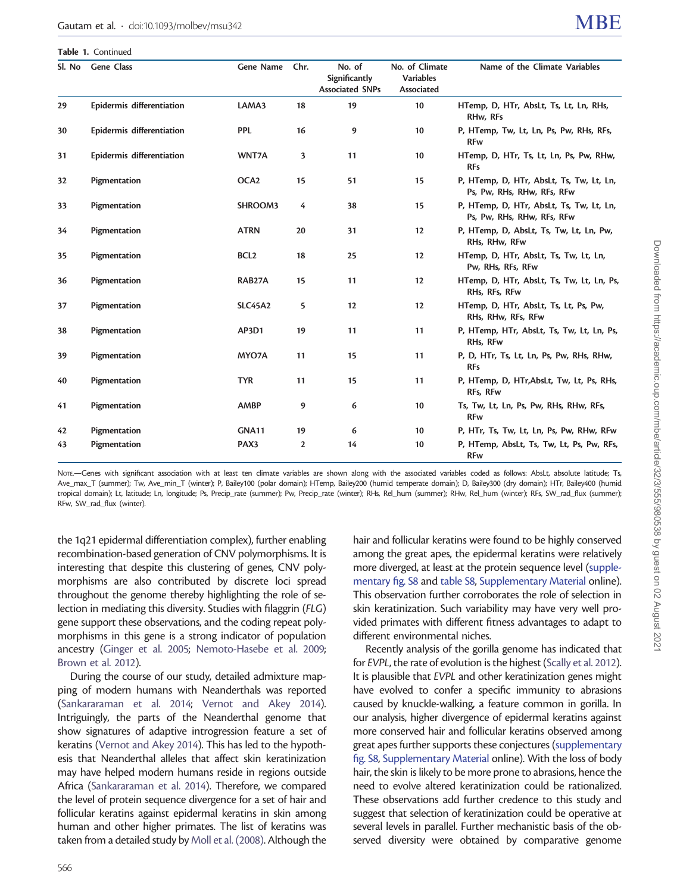**Table 1.** Continued

| Sl. No | Gene Class | Gene Name | Chr. | No. of Significantly Associated SNPs | No. of Climate Variables Associated | Name of the Climate Variables |
|---|---|---|---|---|---|---|
| 29 | Epidermis differentiation | LAMA3 | 18 | 19 | 10 | HTemp, D, HTr, AbsLt, Ts, Lt, Ln, RHs, RHw, RFs |
| 30 | Epidermis differentiation | PPL | 16 | 9 | 10 | P, HTemp, Tw, Lt, Ln, Ps, Pw, RHs, RFs, RFw |
| 31 | Epidermis differentiation | WNT7A | 3 | 11 | 10 | HTemp, D, HTr, Ts, Lt, Ln, Ps, Pw, RHw, RFs |
| 32 | Pigmentation | OCA2 | 15 | 51 | 15 | P, HTemp, D, HTr, AbsLt, Ts, Tw, Lt, Ln, Ps, Pw, RHs, RHw, RFs, RFw |
| 33 | Pigmentation | SHROOM3 | 4 | 38 | 15 | P, HTemp, D, HTr, AbsLt, Ts, Tw, Lt, Ln, Ps, Pw, RHs, RHw, RFs, RFw |
| 34 | Pigmentation | ATRN | 20 | 31 | 12 | P, HTemp, D, AbsLt, Ts, Tw, Lt, Ln, Pw, RHs, RHw, RFw |
| 35 | Pigmentation | BCL2 | 18 | 25 | 12 | HTemp, D, HTr, AbsLt, Ts, Tw, Lt, Ln, Pw, RHs, RFs, RFw |
| 36 | Pigmentation | RAB27A | 15 | 11 | 12 | HTemp, D, HTr, AbsLt, Ts, Tw, Lt, Ln, Ps, RHs, RFs, RFw |
| 37 | Pigmentation | SLC45A2 | 5 | 12 | 12 | HTemp, D, HTr, AbsLt, Ts, Lt, Ps, Pw, RHs, RHw, RFs, RFw |
| 38 | Pigmentation | AP3D1 | 19 | 11 | 11 | P, HTemp, HTr, AbsLt, Ts, Tw, Lt, Ln, Ps, RHs, RFw |
| 39 | Pigmentation | MYO7A | 11 | 15 | 11 | P, D, HTr, Ts, Lt, Ln, Ps, Pw, RHs, RHw, RFs |
| 40 | Pigmentation | TYR | 11 | 15 | 11 | P, HTemp, D, HTr,AbsLt, Tw, Lt, Ps, RHs, RFs, RFw |
| 41 | Pigmentation | AMBP | 9 | 6 | 10 | Ts, Tw, Lt, Ln, Ps, Pw, RHs, RHw, RFs, RFw |
| 42 | Pigmentation | GNA11 | 19 | 6 | 10 | P, HTr, Ts, Tw, Lt, Ln, Ps, Pw, RHw, RFw |
| 43 | Pigmentation | PAX3 | 2 | 14 | 10 | P, HTemp, AbsLt, Ts, Tw, Lt, Ps, Pw, RFs, RFw |

NOTE.—Genes with significant association with at least ten climate variables are shown along with the associated variables coded as follows: AbsLt, absolute latitude; Ts, Ave_max_T (summer); Tw, Ave_min_T (winter); P, Bailey100 (polar domain); HTemp, Bailey200 (humid temperate domain); D, Bailey300 (dry domain); HTr, Bailey400 (humid tropical domain); Lt, latitude; Ln, longitude; Ps, Precip_rate (summer); Pw, Precip_rate (winter); RHs, Rel_hum (summer); RHw, Rel_hum (winter); RFs, SW_rad_flux (summer); RFw, SW_rad_flux (winter).

the 1q21 epidermal differentiation complex), further enabling recombination-based generation of CNV polymorphisms. It is interesting that despite this clustering of genes, CNV polymorphisms are also contributed by discrete loci spread throughout the genome thereby highlighting the role of selection in mediating this diversity. Studies with filaggrin (*FLG*) gene support these observations, and the coding repeat polymorphisms in this gene is a strong indicator of population ancestry (Ginger et al. 2005; Nemoto-Hasebe et al. 2009; Brown et al. 2012).

During the course of our study, detailed admixture mapping of modern humans with Neanderthals was reported (Sankararaman et al. 2014; Vernot and Akey 2014). Intriguingly, the parts of the Neanderthal genome that show signatures of adaptive introgression feature a set of keratins (Vernot and Akey 2014). This has led to the hypothesis that Neanderthal alleles that affect skin keratinization may have helped modern humans reside in regions outside Africa (Sankararaman et al. 2014). Therefore, we compared the level of protein sequence divergence for a set of hair and follicular keratins against epidermal keratins in skin among human and other higher primates. The list of keratins was taken from a detailed study by Moll et al. (2008). Although the hair and follicular keratins were found to be highly conserved among the great apes, the epidermal keratins were relatively more diverged, at least at the protein sequence level (supplementary fig. S8 and table S8, Supplementary Material online). This observation further corroborates the role of selection in skin keratinization. Such variability may have very well provided primates with different fitness advantages to adapt to different environmental niches.

Recently analysis of the gorilla genome has indicated that for *EVPL*, the rate of evolution is the highest (Scally et al. 2012). It is plausible that *EVPL* and other keratinization genes might have evolved to confer a specific immunity to abrasions caused by knuckle-walking, a feature common in gorilla. In our analysis, higher divergence of epidermal keratins against more conserved hair and follicular keratins observed among great apes further supports these conjectures (supplementary fig. S8, Supplementary Material online). With the loss of body hair, the skin is likely to be more prone to abrasions, hence the need to evolve altered keratinization could be rationalized. These observations add further credence to this study and suggest that selection of keratinization could be operative at several levels in parallel. Further mechanistic basis of the observed diversity were obtained by comparative genome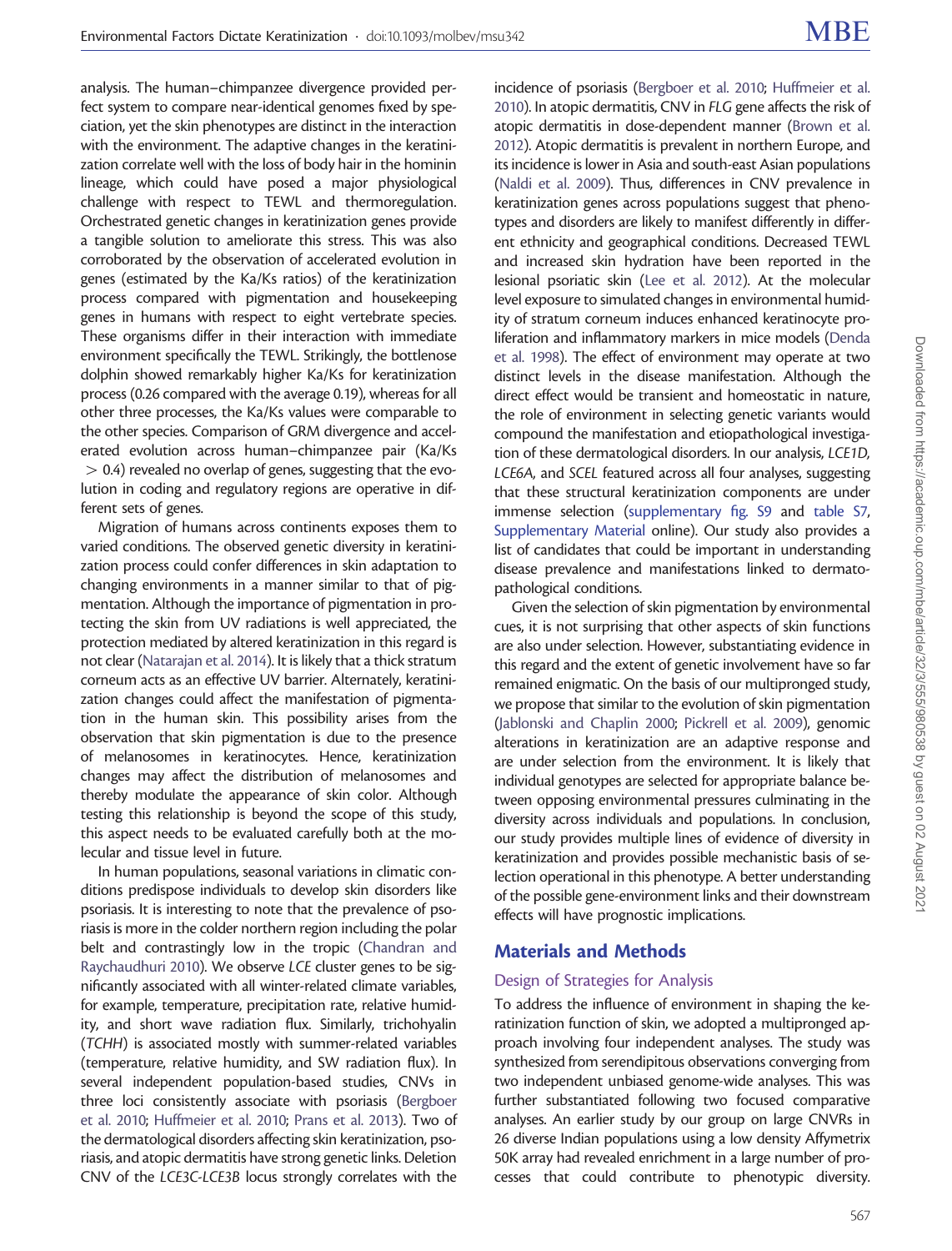analysis. The human–chimpanzee divergence provided perfect system to compare near-identical genomes fixed by speciation, yet the skin phenotypes are distinct in the interaction with the environment. The adaptive changes in the keratinization correlate well with the loss of body hair in the hominin lineage, which could have posed a major physiological challenge with respect to TEWL and thermoregulation. Orchestrated genetic changes in keratinization genes provide a tangible solution to ameliorate this stress. This was also corroborated by the observation of accelerated evolution in genes (estimated by the Ka/Ks ratios) of the keratinization process compared with pigmentation and housekeeping genes in humans with respect to eight vertebrate species. These organisms differ in their interaction with immediate environment specifically the TEWL. Strikingly, the bottlenose dolphin showed remarkably higher Ka/Ks for keratinization process (0.26 compared with the average 0.19), whereas for all other three processes, the Ka/Ks values were comparable to the other species. Comparison of GRM divergence and accelerated evolution across human–chimpanzee pair (Ka/Ks $> 0.4$) revealed no overlap of genes, suggesting that the evolution in coding and regulatory regions are operative in different sets of genes.

Migration of humans across continents exposes them to varied conditions. The observed genetic diversity in keratinization process could confer differences in skin adaptation to changing environments in a manner similar to that of pigmentation. Although the importance of pigmentation in protecting the skin from UV radiations is well appreciated, the protection mediated by altered keratinization in this regard is not clear (Natarajan et al. 2014). It is likely that a thick stratum corneum acts as an effective UV barrier. Alternately, keratinization changes could affect the manifestation of pigmentation in the human skin. This possibility arises from the observation that skin pigmentation is due to the presence of melanosomes in keratinocytes. Hence, keratinization changes may affect the distribution of melanosomes and thereby modulate the appearance of skin color. Although testing this relationship is beyond the scope of this study, this aspect needs to be evaluated carefully both at the molecular and tissue level in future.

In human populations, seasonal variations in climatic conditions predispose individuals to develop skin disorders like psoriasis. It is interesting to note that the prevalence of psoriasis is more in the colder northern region including the polar belt and contrastingly low in the tropic (Chandran and Raychaudhuri 2010). We observe *LCE* cluster genes to be significantly associated with all winter-related climate variables, for example, temperature, precipitation rate, relative humidity, and short wave radiation flux. Similarly, trichohyalin (*TCHH*) is associated mostly with summer-related variables (temperature, relative humidity, and SW radiation flux). In several independent population-based studies, CNVs in three loci consistently associate with psoriasis (Bergboer et al. 2010; Huffmeier et al. 2010; Prans et al. 2013). Two of the dermatological disorders affecting skin keratinization, psoriasis, and atopic dermatitis have strong genetic links. Deletion CNV of the *LCE3C-LCE3B* locus strongly correlates with the incidence of psoriasis (Bergboer et al. 2010; Huffmeier et al. 2010). In atopic dermatitis, CNV in *FLG* gene affects the risk of atopic dermatitis in dose-dependent manner (Brown et al. 2012). Atopic dermatitis is prevalent in northern Europe, and its incidence is lower in Asia and south-east Asian populations (Naldi et al. 2009). Thus, differences in CNV prevalence in keratinization genes across populations suggest that phenotypes and disorders are likely to manifest differently in different ethnicity and geographical conditions. Decreased TEWL and increased skin hydration have been reported in the lesional psoriatic skin (Lee et al. 2012). At the molecular level exposure to simulated changes in environmental humidity of stratum corneum induces enhanced keratinocyte proliferation and inflammatory markers in mice models (Denda et al. 1998). The effect of environment may operate at two distinct levels in the disease manifestation. Although the direct effect would be transient and homeostatic in nature, the role of environment in selecting genetic variants would compound the manifestation and etiopathological investigation of these dermatological disorders. In our analysis, *LCE1D*, *LCE6A*, and *SCEL* featured across all four analyses, suggesting that these structural keratinization components are under immense selection (supplementary fig. S9 and table S7, Supplementary Material online). Our study also provides a list of candidates that could be important in understanding disease prevalence and manifestations linked to dermatopathological conditions.

Given the selection of skin pigmentation by environmental cues, it is not surprising that other aspects of skin functions are also under selection. However, substantiating evidence in this regard and the extent of genetic involvement have so far remained enigmatic. On the basis of our multipronged study, we propose that similar to the evolution of skin pigmentation (Jablonski and Chaplin 2000; Pickrell et al. 2009), genomic alterations in keratinization are an adaptive response and are under selection from the environment. It is likely that individual genotypes are selected for appropriate balance between opposing environmental pressures culminating in the diversity across individuals and populations. In conclusion, our study provides multiple lines of evidence of diversity in keratinization and provides possible mechanistic basis of selection operational in this phenotype. A better understanding of the possible gene-environment links and their downstream effects will have prognostic implications.

## Materials and Methods

### Design of Strategies for Analysis

To address the influence of environment in shaping the keratinization function of skin, we adopted a multipronged approach involving four independent analyses. The study was synthesized from serendipitous observations converging from two independent unbiased genome-wide analyses. This was further substantiated following two focused comparative analyses. An earlier study by our group on large CNVRs in 26 diverse Indian populations using a low density Affymetrix 50K array had revealed enrichment in a large number of processes that could contribute to phenotypic diversity.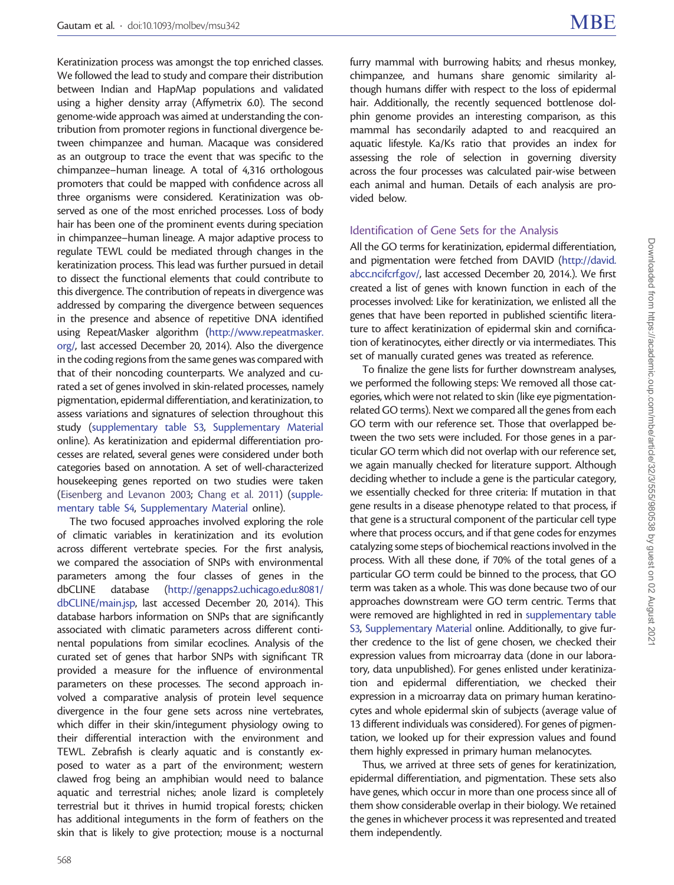Keratinization process was amongst the top enriched classes. We followed the lead to study and compare their distribution between Indian and HapMap populations and validated using a higher density array (Affymetrix 6.0). The second genome-wide approach was aimed at understanding the contribution from promoter regions in functional divergence between chimpanzee and human. Macaque was considered as an outgroup to trace the event that was specific to the chimpanzee–human lineage. A total of 4,316 orthologous promoters that could be mapped with confidence across all three organisms were considered. Keratinization was observed as one of the most enriched processes. Loss of body hair has been one of the prominent events during speciation in chimpanzee–human lineage. A major adaptive process to regulate TEWL could be mediated through changes in the keratinization process. This lead was further pursued in detail to dissect the functional elements that could contribute to this divergence. The contribution of repeats in divergence was addressed by comparing the divergence between sequences in the presence and absence of repetitive DNA identified using RepeatMasker algorithm (http://www.repeatmasker.org/, last accessed December 20, 2014). Also the divergence in the coding regions from the same genes was compared with that of their noncoding counterparts. We analyzed and curated a set of genes involved in skin-related processes, namely pigmentation, epidermal differentiation, and keratinization, to assess variations and signatures of selection throughout this study (supplementary table S3, Supplementary Material online). As keratinization and epidermal differentiation processes are related, several genes were considered under both categories based on annotation. A set of well-characterized housekeeping genes reported on two studies were taken (Eisenberg and Levanon 2003; Chang et al. 2011) (supplementary table S4, Supplementary Material online).

The two focused approaches involved exploring the role of climatic variables in keratinization and its evolution across different vertebrate species. For the first analysis, we compared the association of SNPs with environmental parameters among the four classes of genes in the dbCLINE database (http://genapps2.uchicago.edu:8081/dbCLINE/main.jsp, last accessed December 20, 2014). This database harbors information on SNPs that are significantly associated with climatic parameters across different continental populations from similar ecoclines. Analysis of the curated set of genes that harbor SNPs with significant TR provided a measure for the influence of environmental parameters on these processes. The second approach involved a comparative analysis of protein level sequence divergence in the four gene sets across nine vertebrates, which differ in their skin/integument physiology owing to their differential interaction with the environment and TEWL. Zebrafish is clearly aquatic and is constantly exposed to water as a part of the environment; western clawed frog being an amphibian would need to balance aquatic and terrestrial niches; anole lizard is completely terrestrial but it thrives in humid tropical forests; chicken has additional integuments in the form of feathers on the skin that is likely to give protection; mouse is a nocturnal furry mammal with burrowing habits; and rhesus monkey, chimpanzee, and humans share genomic similarity although humans differ with respect to the loss of epidermal hair. Additionally, the recently sequenced bottlenose dolphin genome provides an interesting comparison, as this mammal has secondarily adapted to and reacquired an aquatic lifestyle. Ka/Ks ratio that provides an index for assessing the role of selection in governing diversity across the four processes was calculated pair-wise between each animal and human. Details of each analysis are provided below.

## Identification of Gene Sets for the Analysis

All the GO terms for keratinization, epidermal differentiation, and pigmentation were fetched from DAVID (http://david.abcc.ncifcrf.gov/, last accessed December 20, 2014.). We first created a list of genes with known function in each of the processes involved: Like for keratinization, we enlisted all the genes that have been reported in published scientific literature to affect keratinization of epidermal skin and cornification of keratinocytes, either directly or via intermediates. This set of manually curated genes was treated as reference.

To finalize the gene lists for further downstream analyses, we performed the following steps: We removed all those categories, which were not related to skin (like eye pigmentation-related GO terms). Next we compared all the genes from each GO term with our reference set. Those that overlapped between the two sets were included. For those genes in a particular GO term which did not overlap with our reference set, we again manually checked for literature support. Although deciding whether to include a gene is the particular category, we essentially checked for three criteria: If mutation in that gene results in a disease phenotype related to that process, if that gene is a structural component of the particular cell type where that process occurs, and if that gene codes for enzymes catalyzing some steps of biochemical reactions involved in the process. With all these done, if 70% of the total genes of a particular GO term could be binned to the process, that GO term was taken as a whole. This was done because two of our approaches downstream were GO term centric. Terms that were removed are highlighted in red in supplementary table S3, Supplementary Material online. Additionally, to give further credence to the list of gene chosen, we checked their expression values from microarray data (done in our laboratory, data unpublished). For genes enlisted under keratinization and epidermal differentiation, we checked their expression in a microarray data on primary human keratinocytes and whole epidermal skin of subjects (average value of 13 different individuals was considered). For genes of pigmentation, we looked up for their expression values and found them highly expressed in primary human melanocytes.

Thus, we arrived at three sets of genes for keratinization, epidermal differentiation, and pigmentation. These sets also have genes, which occur in more than one process since all of them show considerable overlap in their biology. We retained the genes in whichever process it was represented and treated them independently.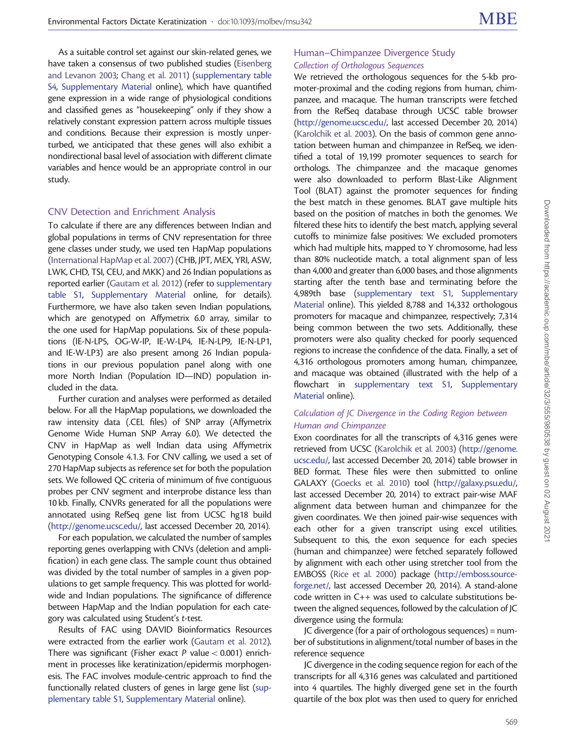As a suitable control set against our skin-related genes, we have taken a consensus of two published studies (Eisenberg and Levanon 2003; Chang et al. 2011) (supplementary table S4, Supplementary Material online), which have quantified gene expression in a wide range of physiological conditions and classified genes as "housekeeping" only if they show a relatively constant expression pattern across multiple tissues and conditions. Because their expression is mostly unperturbed, we anticipated that these genes will also exhibit a nondirectional basal level of association with different climate variables and hence would be an appropriate control in our study.

## CNV Detection and Enrichment Analysis

To calculate if there are any differences between Indian and global populations in terms of CNV representation for three gene classes under study, we used ten HapMap populations (International HapMap et al. 2007) (CHB, JPT, MEX, YRI, ASW, LWK, CHD, TSI, CEU, and MKK) and 26 Indian populations as reported earlier (Gautam et al. 2012) (refer to supplementary table S1, Supplementary Material online, for details). Furthermore, we have also taken seven Indian populations, which are genotyped on Affymetrix 6.0 array, similar to the one used for HapMap populations. Six of these populations (IE-N-LP5, OG-W-IP, IE-W-LP4, IE-N-LP9, IE-N-LP1, and IE-W-LP3) are also present among 26 Indian populations in our previous population panel along with one more North Indian (Population ID—IND) population included in the data.

Further curation and analyses were performed as detailed below. For all the HapMap populations, we downloaded the raw intensity data (.CEL files) of SNP array (Affymetrix Genome Wide Human SNP Array 6.0). We detected the CNV in HapMap as well Indian data using Affymetrix Genotyping Console 4.1.3. For CNV calling, we used a set of 270 HapMap subjects as reference set for both the population sets. We followed QC criteria of minimum of five contiguous probes per CNV segment and interprobe distance less than 10 kb. Finally, CNVRs generated for all the populations were annotated using RefSeq gene list from UCSC hg18 build (http://genome.ucsc.edu/, last accessed December 20, 2014).

For each population, we calculated the number of samples reporting genes overlapping with CNVs (deletion and amplification) in each gene class. The sample count thus obtained was divided by the total number of samples in a given populations to get sample frequency. This was plotted for worldwide and Indian populations. The significance of difference between HapMap and the Indian population for each category was calculated using Student's *t*-test.

Results of FAC using DAVID Bioinformatics Resources were extracted from the earlier work (Gautam et al. 2012). There was significant (Fisher exact $P$ value $< 0.001$) enrichment in processes like keratinization/epidermis morphogenesis. The FAC involves module-centric approach to find the functionally related clusters of genes in large gene list (supplementary table S1, Supplementary Material online).

## Human–Chimpanzee Divergence Study

### *Collection of Orthologous Sequences*

We retrieved the orthologous sequences for the 5-kb promoter-proximal and the coding regions from human, chimpanzee, and macaque. The human transcripts were fetched from the RefSeq database through UCSC table browser (http://genome.ucsc.edu/, last accessed December 20, 2014) (Karolchik et al. 2003). On the basis of common gene annotation between human and chimpanzee in RefSeq, we identified a total of 19,199 promoter sequences to search for orthologs. The chimpanzee and the macaque genomes were also downloaded to perform Blast-Like Alignment Tool (BLAT) against the promoter sequences for finding the best match in these genomes. BLAT gave multiple hits based on the position of matches in both the genomes. We filtered these hits to identify the best match, applying several cutoffs to minimize false positives: We excluded promoters which had multiple hits, mapped to Y chromosome, had less than 80% nucleotide match, a total alignment span of less than 4,000 and greater than 6,000 bases, and those alignments starting after the tenth base and terminating before the 4,989th base (supplementary text S1, Supplementary Material online). This yielded 8,788 and 14,332 orthologous promoters for macaque and chimpanzee, respectively; 7,314 being common between the two sets. Additionally, these promoters were also quality checked for poorly sequenced regions to increase the confidence of the data. Finally, a set of 4,316 orthologous promoters among human, chimpanzee, and macaque was obtained (illustrated with the help of a flowchart in supplementary text S1, Supplementary Material online).

### *Calculation of JC Divergence in the Coding Region between Human and Chimpanzee*

Exon coordinates for all the transcripts of 4,316 genes were retrieved from UCSC (Karolchik et al. 2003) (http://genome.ucsc.edu/, last accessed December 20, 2014) table browser in BED format. These files were then submitted to online GALAXY (Goecks et al. 2010) tool (http://galaxy.psu.edu/, last accessed December 20, 2014) to extract pair-wise MAF alignment data between human and chimpanzee for the given coordinates. We then joined pair-wise sequences with each other for a given transcript using excel utilities. Subsequent to this, the exon sequence for each species (human and chimpanzee) were fetched separately followed by alignment with each other using stretcher tool from the EMBOSS (Rice et al. 2000) package (http://emboss.sourceforge.net/, last accessed December 20, 2014). A stand-alone code written in C++ was used to calculate substitutions between the aligned sequences, followed by the calculation of JC divergence using the formula:

JC divergence (for a pair of orthologous sequences) = number of substitutions in alignment/total number of bases in the reference sequence

JC divergence in the coding sequence region for each of the transcripts for all 4,316 genes was calculated and partitioned into 4 quartiles. The highly diverged gene set in the fourth quartile of the box plot was then used to query for enriched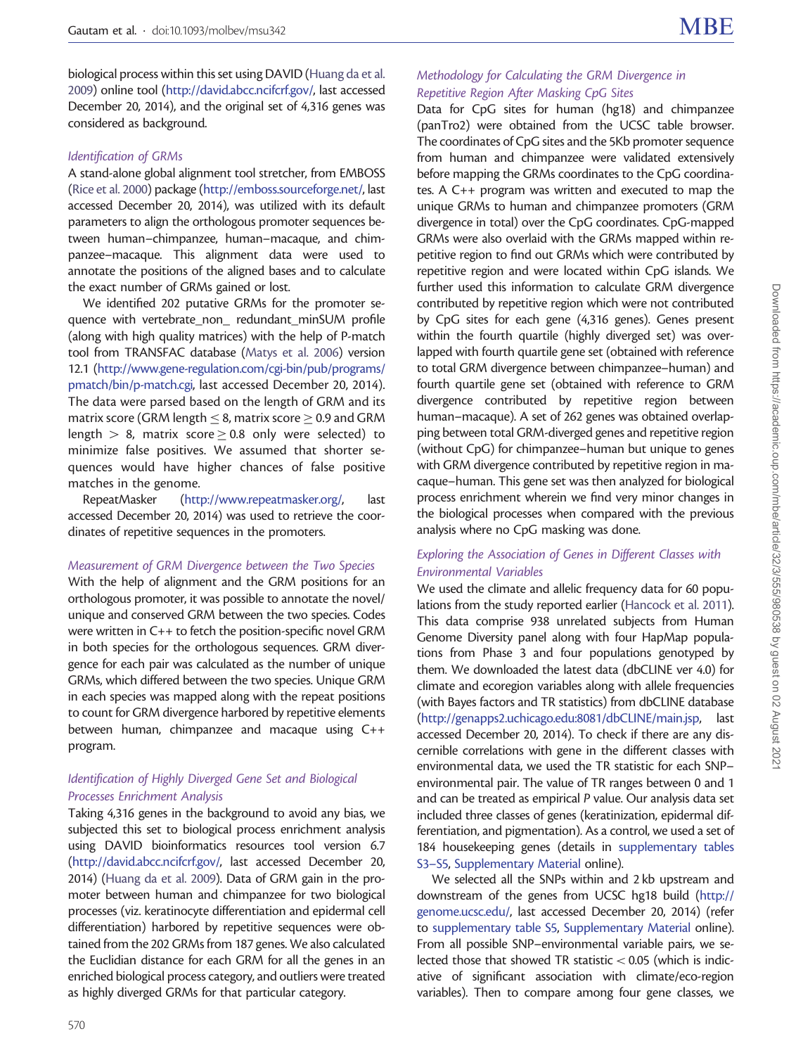biological process within this set using DAVID (Huang da et al. 2009) online tool (http://david.abcc.ncifcrf.gov/, last accessed December 20, 2014), and the original set of 4,316 genes was considered as background.

### *Identification of GRMs*

A stand-alone global alignment tool stretcher, from EMBOSS (Rice et al. 2000) package (http://emboss.sourceforge.net/, last accessed December 20, 2014), was utilized with its default parameters to align the orthologous promoter sequences between human–chimpanzee, human–macaque, and chimpanzee–macaque. This alignment data were used to annotate the positions of the aligned bases and to calculate the exact number of GRMs gained or lost.

We identified 202 putative GRMs for the promoter sequence with vertebrate_non_ redundant_minSUM profile (along with high quality matrices) with the help of P-match tool from TRANSFAC database (Matys et al. 2006) version 12.1 (http://www.gene-regulation.com/cgi-bin/pub/programs/pmatch/bin/p-match.cgi, last accessed December 20, 2014). The data were parsed based on the length of GRM and its matrix score (GRM length $\leq 8$, matrix score $\geq 0.9$ and GRM length $> 8$, matrix score $\geq 0.8$ only were selected) to minimize false positives. We assumed that shorter sequences would have higher chances of false positive matches in the genome.

RepeatMasker (http://www.repeatmasker.org/, last accessed December 20, 2014) was used to retrieve the coordinates of repetitive sequences in the promoters.

### *Measurement of GRM Divergence between the Two Species*

With the help of alignment and the GRM positions for an orthologous promoter, it was possible to annotate the novel/unique and conserved GRM between the two species. Codes were written in C++ to fetch the position-specific novel GRM in both species for the orthologous sequences. GRM divergence for each pair was calculated as the number of unique GRMs, which differed between the two species. Unique GRM in each species was mapped along with the repeat positions to count for GRM divergence harbored by repetitive elements between human, chimpanzee and macaque using C++ program.

### *Identification of Highly Diverged Gene Set and Biological Processes Enrichment Analysis*

Taking 4,316 genes in the background to avoid any bias, we subjected this set to biological process enrichment analysis using DAVID bioinformatics resources tool version 6.7 (http://david.abcc.ncifcrf.gov/, last accessed December 20, 2014) (Huang da et al. 2009). Data of GRM gain in the promoter between human and chimpanzee for two biological processes (viz. keratinocyte differentiation and epidermal cell differentiation) harbored by repetitive sequences were obtained from the 202 GRMs from 187 genes. We also calculated the Euclidian distance for each GRM for all the genes in an enriched biological process category, and outliers were treated as highly diverged GRMs for that particular category.

### *Methodology for Calculating the GRM Divergence in Repetitive Region After Masking CpG Sites*

Data for CpG sites for human (hg18) and chimpanzee (panTro2) were obtained from the UCSC table browser. The coordinates of CpG sites and the 5Kb promoter sequence from human and chimpanzee were validated extensively before mapping the GRMs coordinates to the CpG coordinates. A C++ program was written and executed to map the unique GRMs to human and chimpanzee promoters (GRM divergence in total) over the CpG coordinates. CpG-mapped GRMs were also overlaid with the GRMs mapped within repetitive region to find out GRMs which were contributed by repetitive region and were located within CpG islands. We further used this information to calculate GRM divergence contributed by repetitive region which were not contributed by CpG sites for each gene (4,316 genes). Genes present within the fourth quartile (highly diverged set) was overlapped with fourth quartile gene set (obtained with reference to total GRM divergence between chimpanzee–human) and fourth quartile gene set (obtained with reference to GRM divergence contributed by repetitive region between human–macaque). A set of 262 genes was obtained overlapping between total GRM-diverged genes and repetitive region (without CpG) for chimpanzee–human but unique to genes with GRM divergence contributed by repetitive region in macaque–human. This gene set was then analyzed for biological process enrichment wherein we find very minor changes in the biological processes when compared with the previous analysis where no CpG masking was done.

### *Exploring the Association of Genes in Different Classes with Environmental Variables*

We used the climate and allelic frequency data for 60 populations from the study reported earlier (Hancock et al. 2011). This data comprise 938 unrelated subjects from Human Genome Diversity panel along with four HapMap populations from Phase 3 and four populations genotyped by them. We downloaded the latest data (dbCLINE ver 4.0) for climate and ecoregion variables along with allele frequencies (with Bayes factors and TR statistics) from dbCLINE database (http://genapps2.uchicago.edu:8081/dbCLINE/main.jsp, last accessed December 20, 2014). To check if there are any discernible correlations with gene in the different classes with environmental data, we used the TR statistic for each SNP–environmental pair. The value of TR ranges between 0 and 1 and can be treated as empirical *P* value. Our analysis data set included three classes of genes (keratinization, epidermal differentiation, and pigmentation). As a control, we used a set of 184 housekeeping genes (details in supplementary tables S3–S5, Supplementary Material online).

We selected all the SNPs within and 2 kb upstream and downstream of the genes from UCSC hg18 build (http://genome.ucsc.edu/, last accessed December 20, 2014) (refer to supplementary table S5, Supplementary Material online). From all possible SNP–environmental variable pairs, we selected those that showed TR statistic $< 0.05$ (which is indicative of significant association with climate/eco-region variables). Then to compare among four gene classes, we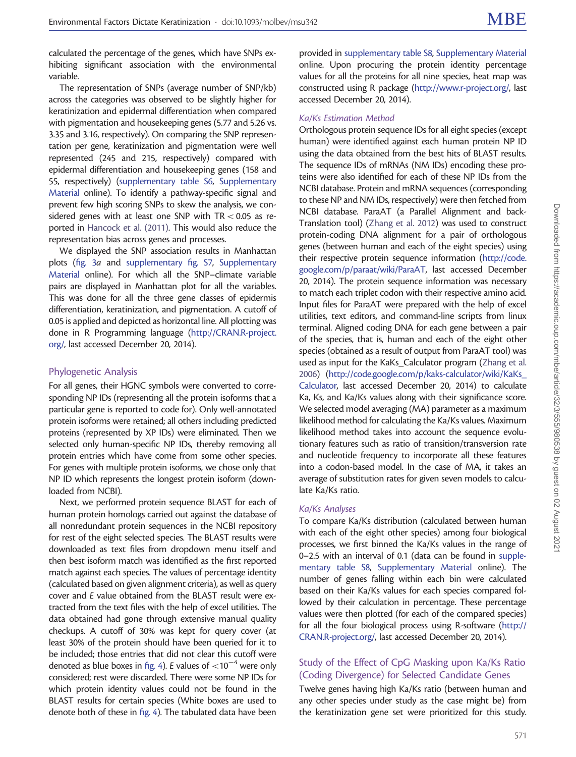calculated the percentage of the genes, which have SNPs exhibiting significant association with the environmental variable.

The representation of SNPs (average number of SNP/kb) across the categories was observed to be slightly higher for keratinization and epidermal differentiation when compared with pigmentation and housekeeping genes (5.77 and 5.26 vs. 3.35 and 3.16, respectively). On comparing the SNP representation per gene, keratinization and pigmentation were well represented (245 and 215, respectively) compared with epidermal differentiation and housekeeping genes (158 and 55, respectively) (supplementary table S6, Supplementary Material online). To identify a pathway-specific signal and prevent few high scoring SNPs to skew the analysis, we considered genes with at least one SNP with TR < 0.05 as reported in Hancock et al. (2011). This would also reduce the representation bias across genes and processes.

We displayed the SNP association results in Manhattan plots (fig. 3*a* and supplementary fig. S7, Supplementary Material online). For which all the SNP–climate variable pairs are displayed in Manhattan plot for all the variables. This was done for all the three gene classes of epidermis differentiation, keratinization, and pigmentation. A cutoff of 0.05 is applied and depicted as horizontal line. All plotting was done in R Programming language (http://CRAN.R-project.org/, last accessed December 20, 2014).

## Phylogenetic Analysis

For all genes, their HGNC symbols were converted to corresponding NP IDs (representing all the protein isoforms that a particular gene is reported to code for). Only well-annotated protein isoforms were retained; all others including predicted proteins (represented by XP IDs) were eliminated. Then we selected only human-specific NP IDs, thereby removing all protein entries which have come from some other species. For genes with multiple protein isoforms, we chose only that NP ID which represents the longest protein isoform (downloaded from NCBI).

Next, we performed protein sequence BLAST for each of human protein homologs carried out against the database of all nonredundant protein sequences in the NCBI repository for rest of the eight selected species. The BLAST results were downloaded as text files from dropdown menu itself and then best isoform match was identified as the first reported match against each species. The values of percentage identity (calculated based on given alignment criteria), as well as query cover and *E* value obtained from the BLAST result were extracted from the text files with the help of excel utilities. The data obtained had gone through extensive manual quality checkups. A cutoff of 30% was kept for query cover (at least 30% of the protein should have been queried for it to be included; those entries that did not clear this cutoff were denoted as blue boxes in fig. 4). *E* values of $<10^{-4}$ were only considered; rest were discarded. There were some NP IDs for which protein identity values could not be found in the BLAST results for certain species (White boxes are used to denote both of these in fig. 4). The tabulated data have been provided in supplementary table S8, Supplementary Material online. Upon procuring the protein identity percentage values for all the proteins for all nine species, heat map was constructed using R package (http://www.r-project.org/, last accessed December 20, 2014).

### Ka/Ks Estimation Method

Orthologous protein sequence IDs for all eight species (except human) were identified against each human protein NP ID using the data obtained from the best hits of BLAST results. The sequence IDs of mRNAs (NM IDs) encoding these proteins were also identified for each of these NP IDs from the NCBI database. Protein and mRNA sequences (corresponding to these NP and NM IDs, respectively) were then fetched from NCBI database. ParaAT (a Parallel Alignment and back-Translation tool) (Zhang et al. 2012) was used to construct protein-coding DNA alignment for a pair of orthologous genes (between human and each of the eight species) using their respective protein sequence information (http://code.google.com/p/paraat/wiki/ParaAT, last accessed December 20, 2014). The protein sequence information was necessary to match each triplet codon with their respective amino acid. Input files for ParaAT were prepared with the help of excel utilities, text editors, and command-line scripts from linux terminal. Aligned coding DNA for each gene between a pair of the species, that is, human and each of the eight other species (obtained as a result of output from ParaAT tool) was used as input for the KaKs_Calculator program (Zhang et al. 2006) (http://code.google.com/p/kaks-calculator/wiki/KaKs_Calculator, last accessed December 20, 2014) to calculate Ka, Ks, and Ka/Ks values along with their significance score. We selected model averaging (MA) parameter as a maximum likelihood method for calculating the Ka/Ks values. Maximum likelihood method takes into account the sequence evolutionary features such as ratio of transition/transversion rate and nucleotide frequency to incorporate all these features into a codon-based model. In the case of MA, it takes an average of substitution rates for given seven models to calculate Ka/Ks ratio.

### Ka/Ks Analyses

To compare Ka/Ks distribution (calculated between human with each of the eight other species) among four biological processes, we first binned the Ka/Ks values in the range of 0–2.5 with an interval of 0.1 (data can be found in supplementary table S8, Supplementary Material online). The number of genes falling within each bin were calculated based on their Ka/Ks values for each species compared followed by their calculation in percentage. These percentage values were then plotted (for each of the compared species) for all the four biological process using R-software (http://CRAN.R-project.org/, last accessed December 20, 2014).

## Study of the Effect of CpG Masking upon Ka/Ks Ratio (Coding Divergence) for Selected Candidate Genes

Twelve genes having high Ka/Ks ratio (between human and any other species under study as the case might be) from the keratinization gene set were prioritized for this study.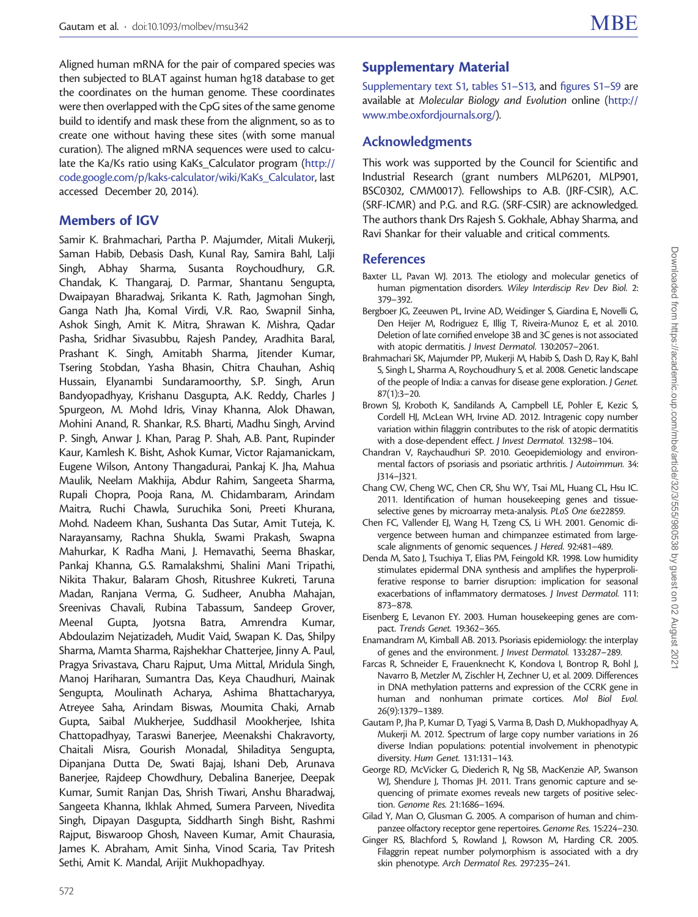Aligned human mRNA for the pair of compared species was then subjected to BLAT against human hg18 database to get the coordinates on the human genome. These coordinates were then overlapped with the CpG sites of the same genome build to identify and mask these from the alignment, so as to create one without having these sites (with some manual curation). The aligned mRNA sequences were used to calculate the Ka/Ks ratio using KaKs_Calculator program (http://code.google.com/p/kaks-calculator/wiki/KaKs_Calculator, last accessed December 20, 2014).

## Members of IGV

Samir K. Brahmachari, Partha P. Majumder, Mitali Mukerji, Saman Habib, Debasis Dash, Kunal Ray, Samira Bahl, Lalji Singh, Abhay Sharma, Susanta Roychoudhury, G.R. Chandak, K. Thangaraj, D. Parmar, Shantanu Sengupta, Dwaipayan Bharadwaj, Srikanta K. Rath, Jagmohan Singh, Ganga Nath Jha, Komal Virdi, V.R. Rao, Swapnil Sinha, Ashok Singh, Amit K. Mitra, Shrawan K. Mishra, Qadar Pasha, Sridhar Sivasubbu, Rajesh Pandey, Aradhita Baral, Prashant K. Singh, Amitabh Sharma, Jitender Kumar, Tsering Stobdan, Yasha Bhasin, Chitra Chauhan, Ashiq Hussain, Elyanambi Sundaramoorthy, S.P. Singh, Arun Bandyopadhyay, Krishanu Dasgupta, A.K. Reddy, Charles J Spurgeon, M. Mohd Idris, Vinay Khanna, Alok Dhawan, Mohini Anand, R. Shankar, R.S. Bharti, Madhu Singh, Arvind P. Singh, Anwar J. Khan, Parag P. Shah, A.B. Pant, Rupinder Kaur, Kamlesh K. Bisht, Ashok Kumar, Victor Rajamanickam, Eugene Wilson, Antony Thangadurai, Pankaj K. Jha, Mahua Maulik, Neelam Makhija, Abdur Rahim, Sangeeta Sharma, Rupali Chopra, Pooja Rana, M. Chidambaram, Arindam Maitra, Ruchi Chawla, Suruchika Soni, Preeti Khurana, Mohd. Nadeem Khan, Sushanta Das Sutar, Amit Tuteja, K. Narayansamy, Rachna Shukla, Swami Prakash, Swapna Mahurkar, K Radha Mani, J. Hemavathi, Seema Bhaskar, Pankaj Khanna, G.S. Ramalakshmi, Shalini Mani Tripathi, Nikita Thakur, Balaram Ghosh, Ritushree Kukreti, Taruna Madan, Ranjana Verma, G. Sudheer, Anubha Mahajan, Sreenivas Chavali, Rubina Tabassum, Sandeep Grover, Meenal Gupta, Jyotsna Batra, Amrendra Kumar, Abdoulazim Nejatizadeh, Mudit Vaid, Swapan K. Das, Shilpy Sharma, Mamta Sharma, Rajshekhar Chatterjee, Jinny A. Paul, Pragya Srivastava, Charu Rajput, Uma Mittal, Mridula Singh, Manoj Hariharan, Sumantra Das, Keya Chaudhuri, Mainak Sengupta, Moulinath Acharya, Ashima Bhattacharyya, Atreyee Saha, Arindam Biswas, Moumita Chaki, Arnab Gupta, Saibal Mukherjee, Suddhasil Mookherjee, Ishita Chattopadhyay, Taraswi Banerjee, Meenakshi Chakravorty, Chaitali Misra, Gourish Monadal, Shiladitya Sengupta, Dipanjana Dutta De, Swati Bajaj, Ishani Deb, Arunava Banerjee, Rajdeep Chowdhury, Debalina Banerjee, Deepak Kumar, Sumit Ranjan Das, Shrish Tiwari, Anshu Bharadwaj, Sangeeta Khanna, Ikhlak Ahmed, Sumera Parveen, Nivedita Singh, Dipayan Dasgupta, Siddharth Singh Bisht, Rashmi Rajput, Biswaroop Ghosh, Naveen Kumar, Amit Chaurasia, James K. Abraham, Amit Sinha, Vinod Scaria, Tav Pritesh Sethi, Amit K. Mandal, Arijit Mukhopadhyay.

## Supplementary Material

Supplementary text S1, tables S1–S13, and figures S1–S9 are available at *Molecular Biology and Evolution* online (http://www.mbe.oxfordjournals.org/).

## Acknowledgments

This work was supported by the Council for Scientific and Industrial Research (grant numbers MLP6201, MLP901, BSC0302, CMM0017). Fellowships to A.B. (JRF-CSIR), A.C. (SRF-ICMR) and P.G. and R.G. (SRF-CSIR) are acknowledged. The authors thank Drs Rajesh S. Gokhale, Abhay Sharma, and Ravi Shankar for their valuable and critical comments.

## References

Baxter LL, Pavan WJ. 2013. The etiology and molecular genetics of human pigmentation disorders. *Wiley Interdiscip Rev Dev Biol.* 2: 379–392.

Bergboer JG, Zeeuwen PL, Irvine AD, Weidinger S, Giardina E, Novelli G, Den Heijer M, Rodriguez E, Illig T, Riveira-Munoz E, et al. 2010. Deletion of late cornified envelope 3B and 3C genes is not associated with atopic dermatitis. *J Invest Dermatol.* 130:2057–2061.

Brahmachari SK, Majumder PP, Mukerji M, Habib S, Dash D, Ray K, Bahl S, Singh L, Sharma A, Roychoudhury S, et al. 2008. Genetic landscape of the people of India: a canvas for disease gene exploration. *J Genet.* 87(1):3–20.

Brown SJ, Kroboth K, Sandilands A, Campbell LE, Pohler E, Kezic S, Cordell HJ, McLean WH, Irvine AD. 2012. Intragenic copy number variation within filaggrin contributes to the risk of atopic dermatitis with a dose-dependent effect. *J Invest Dermatol.* 132:98–104.

Chandran V, Raychaudhuri SP. 2010. Geoepidemiology and environmental factors of psoriasis and psoriatic arthritis. *J Autoimmun.* 34: J314–J321.

Chang CW, Cheng WC, Chen CR, Shu WY, Tsai ML, Huang CL, Hsu IC. 2011. Identification of human housekeeping genes and tissue-selective genes by microarray meta-analysis. *PLoS One* 6:e22859.

Chen FC, Vallender EJ, Wang H, Tzeng CS, Li WH. 2001. Genomic divergence between human and chimpanzee estimated from large-scale alignments of genomic sequences. *J Hered.* 92:481–489.

Denda M, Sato J, Tsuchiya T, Elias PM, Feingold KR. 1998. Low humidity stimulates epidermal DNA synthesis and amplifies the hyperproliferative response to barrier disruption: implication for seasonal exacerbations of inflammatory dermatoses. *J Invest Dermatol.* 111: 873–878.

Eisenberg E, Levanon EY. 2003. Human housekeeping genes are compact. *Trends Genet.* 19:362–365.

Enamandram M, Kimball AB. 2013. Psoriasis epidemiology: the interplay of genes and the environment. *J Invest Dermatol.* 133:287–289.

Farcas R, Schneider E, Frauenknecht K, Kondova I, Bontrop R, Bohl J, Navarro B, Metzler M, Zischler H, Zechner U, et al. 2009. Differences in DNA methylation patterns and expression of the CCRK gene in human and nonhuman primate cortices. *Mol Biol Evol.* 26(9):1379–1389.

Gautam P, Jha P, Kumar D, Tyagi S, Varma B, Dash D, Mukhopadhyay A, Mukerji M. 2012. Spectrum of large copy number variations in 26 diverse Indian populations: potential involvement in phenotypic diversity. *Hum Genet.* 131:131–143.

George RD, McVicker G, Diederich R, Ng SB, MacKenzie AP, Swanson WJ, Shendure J, Thomas JH. 2011. Trans genomic capture and sequencing of primate exomes reveals new targets of positive selection. *Genome Res.* 21:1686–1694.

Gilad Y, Man O, Glusman G. 2005. A comparison of human and chimpanzee olfactory receptor gene repertoires. *Genome Res.* 15:224–230.

Ginger RS, Blachford S, Rowland J, Rowson M, Harding CR. 2005. Filaggrin repeat number polymorphism is associated with a dry skin phenotype. *Arch Dermatol Res.* 297:235–241.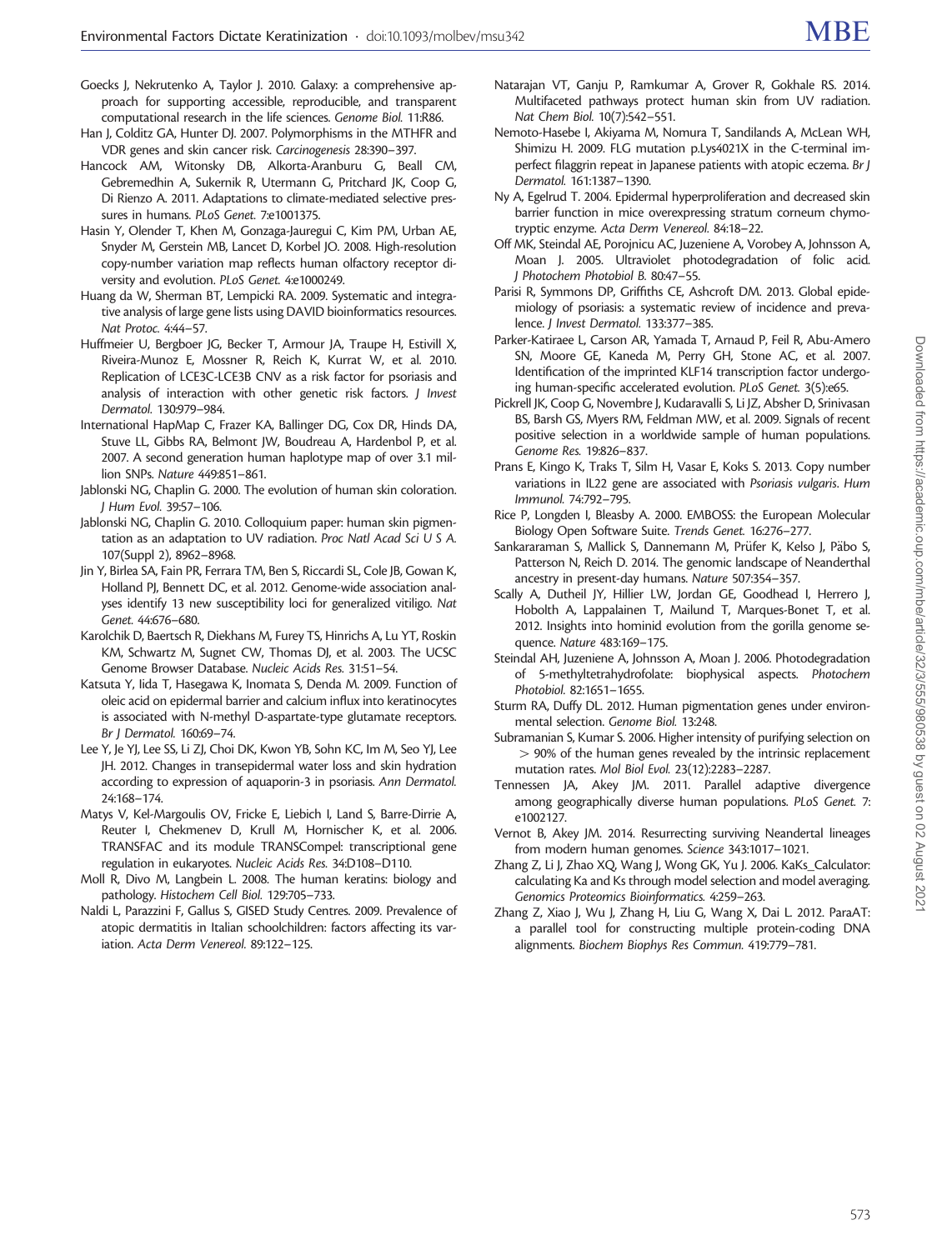Goecks J, Nekrutenko A, Taylor J. 2010. Galaxy: a comprehensive approach for supporting accessible, reproducible, and transparent computational research in the life sciences. *Genome Biol.* 11:R86.

Han J, Colditz GA, Hunter DJ. 2007. Polymorphisms in the MTHFR and VDR genes and skin cancer risk. *Carcinogenesis* 28:390–397.

Hancock AM, Witonsky DB, Alkorta-Aranburu G, Beall CM, Gebremedhin A, Sukernik R, Utermann G, Pritchard JK, Coop G, Di Rienzo A. 2011. Adaptations to climate-mediated selective pressures in humans. *PLoS Genet.* 7:e1001375.

Hasin Y, Olender T, Khen M, Gonzaga-Jauregui C, Kim PM, Urban AE, Snyder M, Gerstein MB, Lancet D, Korbel JO. 2008. High-resolution copy-number variation map reflects human olfactory receptor diversity and evolution. *PLoS Genet.* 4:e1000249.

Huang da W, Sherman BT, Lempicki RA. 2009. Systematic and integrative analysis of large gene lists using DAVID bioinformatics resources. *Nat Protoc.* 4:44–57.

Huffmeier U, Bergboer JG, Becker T, Armour JA, Traupe H, Estivill X, Riveira-Munoz E, Mossner R, Reich K, Kurrat W, et al. 2010. Replication of LCE3C-LCE3B CNV as a risk factor for psoriasis and analysis of interaction with other genetic risk factors. *J Invest Dermatol.* 130:979–984.

International HapMap C, Frazer KA, Ballinger DG, Cox DR, Hinds DA, Stuve LL, Gibbs RA, Belmont JW, Boudreau A, Hardenbol P, et al. 2007. A second generation human haplotype map of over 3.1 million SNPs. *Nature* 449:851–861.

Jablonski NG, Chaplin G. 2000. The evolution of human skin coloration. *J Hum Evol.* 39:57–106.

Jablonski NG, Chaplin G. 2010. Colloquium paper: human skin pigmentation as an adaptation to UV radiation. *Proc Natl Acad Sci U S A.* 107(Suppl 2), 8962–8968.

Jin Y, Birlea SA, Fain PR, Ferrara TM, Ben S, Riccardi SL, Cole JB, Gowan K, Holland PJ, Bennett DC, et al. 2012. Genome-wide association analyses identify 13 new susceptibility loci for generalized vitiligo. *Nat Genet.* 44:676–680.

Karolchik D, Baertsch R, Diekhans M, Furey TS, Hinrichs A, Lu YT, Roskin KM, Schwartz M, Sugnet CW, Thomas DJ, et al. 2003. The UCSC Genome Browser Database. *Nucleic Acids Res.* 31:51–54.

Katsuta Y, Iida T, Hasegawa K, Inomata S, Denda M. 2009. Function of oleic acid on epidermal barrier and calcium influx into keratinocytes is associated with N-methyl D-aspartate-type glutamate receptors. *Br J Dermatol.* 160:69–74.

Lee Y, Je YJ, Lee SS, Li ZJ, Choi DK, Kwon YB, Sohn KC, Im M, Seo YJ, Lee JH. 2012. Changes in transepidermal water loss and skin hydration according to expression of aquaporin-3 in psoriasis. *Ann Dermatol.* 24:168–174.

Matys V, Kel-Margoulis OV, Fricke E, Liebich I, Land S, Barre-Dirrie A, Reuter I, Chekmenev D, Krull M, Hornischer K, et al. 2006. TRANSFAC and its module TRANSCompel: transcriptional gene regulation in eukaryotes. *Nucleic Acids Res.* 34:D108–D110.

Moll R, Divo M, Langbein L. 2008. The human keratins: biology and pathology. *Histochem Cell Biol.* 129:705–733.

Naldi L, Parazzini F, Gallus S, GISED Study Centres. 2009. Prevalence of atopic dermatitis in Italian schoolchildren: factors affecting its variation. *Acta Derm Venereol.* 89:122–125.

Natarajan VT, Ganju P, Ramkumar A, Grover R, Gokhale RS. 2014. Multifaceted pathways protect human skin from UV radiation. *Nat Chem Biol.* 10(7):542–551.

Nemoto-Hasebe I, Akiyama M, Nomura T, Sandilands A, McLean WH, Shimizu H. 2009. FLG mutation p.Lys4021X in the C-terminal imperfect filaggrin repeat in Japanese patients with atopic eczema. *Br J Dermatol.* 161:1387–1390.

Ny A, Egelrud T. 2004. Epidermal hyperproliferation and decreased skin barrier function in mice overexpressing stratum corneum chymotryptic enzyme. *Acta Derm Venereol.* 84:18–22.

Off MK, Steindal AE, Porojnicu AC, Juzeniene A, Vorobey A, Johnsson A, Moan J. 2005. Ultraviolet photodegradation of folic acid. *J Photochem Photobiol B.* 80:47–55.

Parisi R, Symmons DP, Griffiths CE, Ashcroft DM. 2013. Global epidemiology of psoriasis: a systematic review of incidence and prevalence. *J Invest Dermatol.* 133:377–385.

Parker-Katiraee L, Carson AR, Yamada T, Arnaud P, Feil R, Abu-Amero SN, Moore GE, Kaneda M, Perry GH, Stone AC, et al. 2007. Identification of the imprinted KLF14 transcription factor undergoing human-specific accelerated evolution. *PLoS Genet.* 3(5):e65.

Pickrell JK, Coop G, Novembre J, Kudaravalli S, Li JZ, Absher D, Srinivasan BS, Barsh GS, Myers RM, Feldman MW, et al. 2009. Signals of recent positive selection in a worldwide sample of human populations. *Genome Res.* 19:826–837.

Prans E, Kingo K, Traks T, Silm H, Vasar E, Koks S. 2013. Copy number variations in IL22 gene are associated with *Psoriasis vulgaris*. *Hum Immunol.* 74:792–795.

Rice P, Longden I, Bleasby A. 2000. EMBOSS: the European Molecular Biology Open Software Suite. *Trends Genet.* 16:276–277.

Sankararaman S, Mallick S, Dannemann M, Prüfer K, Kelso J, Pääbo S, Patterson N, Reich D. 2014. The genomic landscape of Neanderthal ancestry in present-day humans. *Nature* 507:354–357.

Scally A, Dutheil JY, Hillier LW, Jordan GE, Goodhead I, Herrero J, Hobolth A, Lappalainen T, Mailund T, Marques-Bonet T, et al. 2012. Insights into hominid evolution from the gorilla genome sequence. *Nature* 483:169–175.

Steindal AH, Juzeniene A, Johnsson A, Moan J. 2006. Photodegradation of 5-methyltetrahydrofolate: biophysical aspects. *Photochem Photobiol.* 82:1651–1655.

Sturm RA, Duffy DL. 2012. Human pigmentation genes under environmental selection. *Genome Biol.* 13:248.

Subramanian S, Kumar S. 2006. Higher intensity of purifying selection on $>$ 90% of the human genes revealed by the intrinsic replacement mutation rates. *Mol Biol Evol.* 23(12):2283–2287.

Tennessen JA, Akey JM. 2011. Parallel adaptive divergence among geographically diverse human populations. *PLoS Genet.* 7: e1002127.

Vernot B, Akey JM. 2014. Resurrecting surviving Neandertal lineages from modern human genomes. *Science* 343:1017–1021.

Zhang Z, Li J, Zhao XQ, Wang J, Wong GK, Yu J. 2006. KaKs_Calculator: calculating Ka and Ks through model selection and model averaging. *Genomics Proteomics Bioinformatics.* 4:259–263.

Zhang Z, Xiao J, Wu J, Zhang H, Liu G, Wang X, Dai L. 2012. ParaAT: a parallel tool for constructing multiple protein-coding DNA alignments. *Biochem Biophys Res Commun.* 419:779–781.